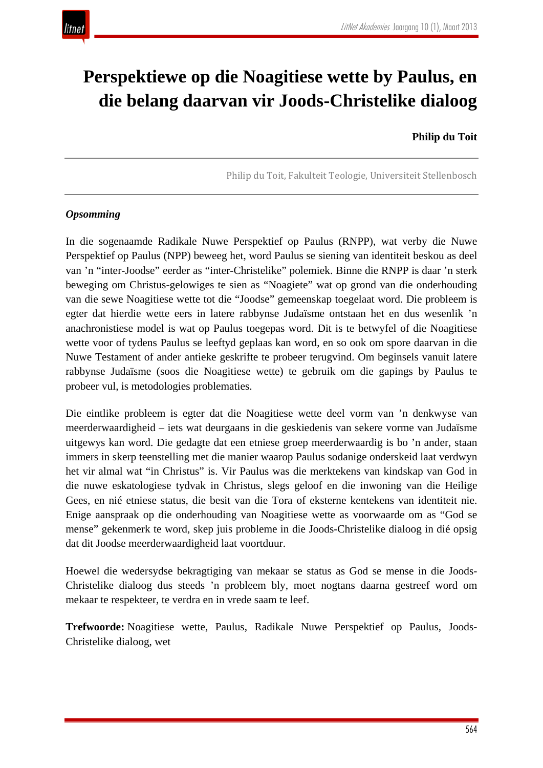# Perspektiewe op die Noagitiese wette by Paulus, en die belang daarvan vir Joods-Christelike dialoog

**Philip du Toit**

Philip du Toit, Fakulteit Teologie, Universiteit Stellenbosch

***Opsomming***

In die sogenaamde Radikale Nuwe Perspektief op Paulus (RNPP), wat verby die Nuwe Perspektief op Paulus (NPP) beweeg het, word Paulus se siening van identiteit beskou as deel van 'n "inter-Joodse" eerder as "inter-Christelike" polemiek. Binne die RNPP is daar 'n sterk beweging om Christus-gelowiges te sien as "Noagiete" wat op grond van die onderhouding van die sewe Noagitiese wette tot die "Joodse" gemeenskap toegelaat word. Die probleem is egter dat hierdie wette eers in latere rabbynse Judaïsme ontstaan het en dus wesenlik 'n anachronistiese model is wat op Paulus toegepas word. Dit is te betwyfel of die Noagitiese wette voor of tydens Paulus se leeftyd geplaas kan word, en so ook om spore daarvan in die Nuwe Testament of ander antieke geskrifte te probeer terugvind. Om beginsels vanuit latere rabbynse Judaïsme (soos die Noagitiese wette) te gebruik om die gapings by Paulus te probeer vul, is metodologies problematies.

Die eintlike probleem is egter dat die Noagitiese wette deel vorm van 'n denkwyse van meerderwaardigheid – iets wat deurgaans in die geskiedenis van sekere vorme van Judaïsme uitgewys kan word. Die gedagte dat een etniese groep meerderwaardig is bo 'n ander, staan immers in skerp teenstelling met die manier waarop Paulus sodanige onderskeid laat verdwyn het vir almal wat "in Christus" is. Vir Paulus was die merktekens van kindskap van God in die nuwe eskatologiese tydvak in Christus, slegs geloof en die inwoning van die Heilige Gees, en nié etniese status, die besit van die Tora of eksterne kentekens van identiteit nie. Enige aanspraak op die onderhouding van Noagitiese wette as voorwaarde om as "God se mense" gekenmerk te word, skep juis probleme in die Joods-Christelike dialoog in dié opsig dat dit Joodse meerderwaardigheid laat voortduur.

Hoewel die wedersydse bekragtiging van mekaar se status as God se mense in die Joods-Christelike dialoog dus steeds 'n probleem bly, moet nogtans daarna gestreef word om mekaar te respekteer, te verdra en in vrede saam te leef.

**Trefwoorde:** Noagitiese wette, Paulus, Radikale Nuwe Perspektief op Paulus, Joods-Christelike dialoog, wet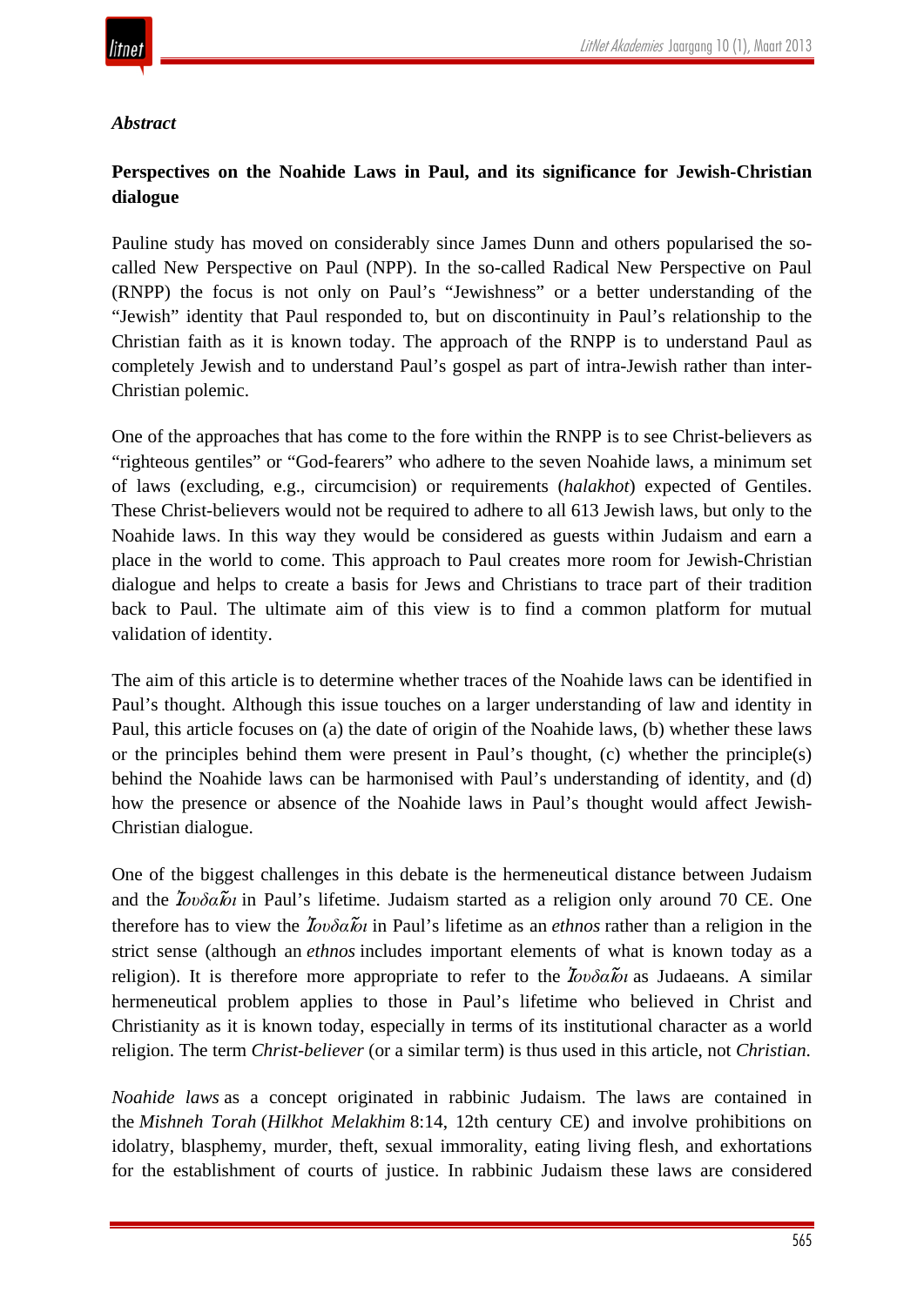### *Abstract*

**Perspectives on the Noahide Laws in Paul, and its significance for Jewish-Christian dialogue**

Pauline study has moved on considerably since James Dunn and others popularised the so-called New Perspective on Paul (NPP). In the so-called Radical New Perspective on Paul (RNPP) the focus is not only on Paul's "Jewishness" or a better understanding of the "Jewish" identity that Paul responded to, but on discontinuity in Paul's relationship to the Christian faith as it is known today. The approach of the RNPP is to understand Paul as completely Jewish and to understand Paul's gospel as part of intra-Jewish rather than inter-Christian polemic.

One of the approaches that has come to the fore within the RNPP is to see Christ-believers as "righteous gentiles" or "God-fearers" who adhere to the seven Noahide laws, a minimum set of laws (excluding, e.g., circumcision) or requirements (*halakhot*) expected of Gentiles. These Christ-believers would not be required to adhere to all 613 Jewish laws, but only to the Noahide laws. In this way they would be considered as guests within Judaism and earn a place in the world to come. This approach to Paul creates more room for Jewish-Christian dialogue and helps to create a basis for Jews and Christians to trace part of their tradition back to Paul. The ultimate aim of this view is to find a common platform for mutual validation of identity.

The aim of this article is to determine whether traces of the Noahide laws can be identified in Paul's thought. Although this issue touches on a larger understanding of law and identity in Paul, this article focuses on (a) the date of origin of the Noahide laws, (b) whether these laws or the principles behind them were present in Paul's thought, (c) whether the principle(s) behind the Noahide laws can be harmonised with Paul's understanding of identity, and (d) how the presence or absence of the Noahide laws in Paul's thought would affect Jewish-Christian dialogue.

One of the biggest challenges in this debate is the hermeneutical distance between Judaism and the *Ἰουδαῖοι* in Paul's lifetime. Judaism started as a religion only around 70 CE. One therefore has to view the *Ἰουδαῖοι* in Paul's lifetime as an *ethnos* rather than a religion in the strict sense (although an *ethnos* includes important elements of what is known today as a religion). It is therefore more appropriate to refer to the *Ἰουδαῖοι* as Judaeans. A similar hermeneutical problem applies to those in Paul's lifetime who believed in Christ and Christianity as it is known today, especially in terms of its institutional character as a world religion. The term *Christ-believer* (or a similar term) is thus used in this article, not *Christian*.

*Noahide laws* as a concept originated in rabbinic Judaism. The laws are contained in the *Mishneh Torah* (*Hilkhot Melakhim* 8:14, 12th century CE) and involve prohibitions on idolatry, blasphemy, murder, theft, sexual immorality, eating living flesh, and exhortations for the establishment of courts of justice. In rabbinic Judaism these laws are considered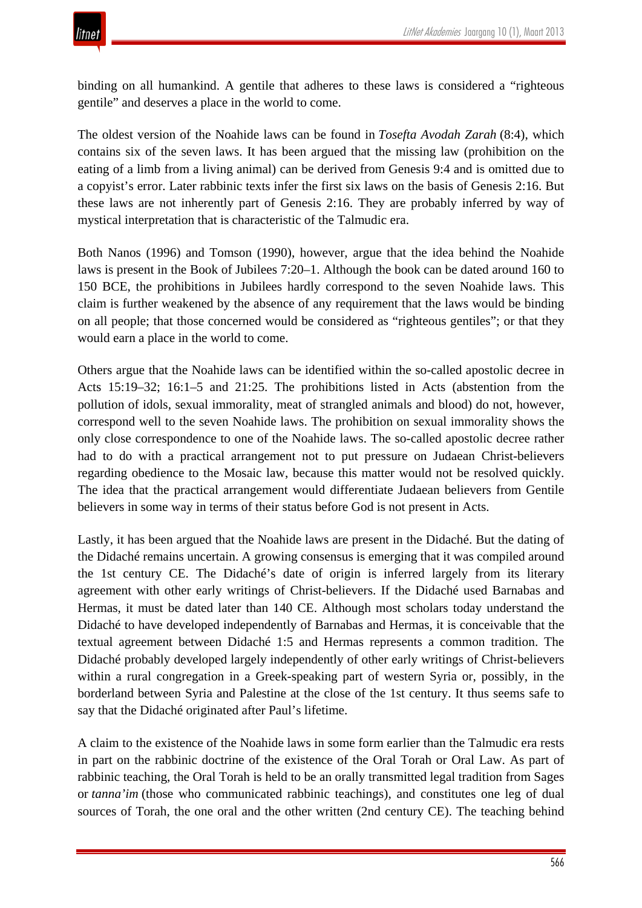binding on all humankind. A gentile that adheres to these laws is considered a "righteous gentile" and deserves a place in the world to come.

The oldest version of the Noahide laws can be found in *Tosefta Avodah Zarah* (8:4), which contains six of the seven laws. It has been argued that the missing law (prohibition on the eating of a limb from a living animal) can be derived from Genesis 9:4 and is omitted due to a copyist's error. Later rabbinic texts infer the first six laws on the basis of Genesis 2:16. But these laws are not inherently part of Genesis 2:16. They are probably inferred by way of mystical interpretation that is characteristic of the Talmudic era.

Both Nanos (1996) and Tomson (1990), however, argue that the idea behind the Noahide laws is present in the Book of Jubilees 7:20–1. Although the book can be dated around 160 to 150 BCE, the prohibitions in Jubilees hardly correspond to the seven Noahide laws. This claim is further weakened by the absence of any requirement that the laws would be binding on all people; that those concerned would be considered as "righteous gentiles"; or that they would earn a place in the world to come.

Others argue that the Noahide laws can be identified within the so-called apostolic decree in Acts 15:19–32; 16:1–5 and 21:25. The prohibitions listed in Acts (abstention from the pollution of idols, sexual immorality, meat of strangled animals and blood) do not, however, correspond well to the seven Noahide laws. The prohibition on sexual immorality shows the only close correspondence to one of the Noahide laws. The so-called apostolic decree rather had to do with a practical arrangement not to put pressure on Judaean Christ-believers regarding obedience to the Mosaic law, because this matter would not be resolved quickly. The idea that the practical arrangement would differentiate Judaean believers from Gentile believers in some way in terms of their status before God is not present in Acts.

Lastly, it has been argued that the Noahide laws are present in the Didaché. But the dating of the Didaché remains uncertain. A growing consensus is emerging that it was compiled around the 1st century CE. The Didaché's date of origin is inferred largely from its literary agreement with other early writings of Christ-believers. If the Didaché used Barnabas and Hermas, it must be dated later than 140 CE. Although most scholars today understand the Didaché to have developed independently of Barnabas and Hermas, it is conceivable that the textual agreement between Didaché 1:5 and Hermas represents a common tradition. The Didaché probably developed largely independently of other early writings of Christ-believers within a rural congregation in a Greek-speaking part of western Syria or, possibly, in the borderland between Syria and Palestine at the close of the 1st century. It thus seems safe to say that the Didaché originated after Paul's lifetime.

A claim to the existence of the Noahide laws in some form earlier than the Talmudic era rests in part on the rabbinic doctrine of the existence of the Oral Torah or Oral Law. As part of rabbinic teaching, the Oral Torah is held to be an orally transmitted legal tradition from Sages or *tanna'im* (those who communicated rabbinic teachings), and constitutes one leg of dual sources of Torah, the one oral and the other written (2nd century CE). The teaching behind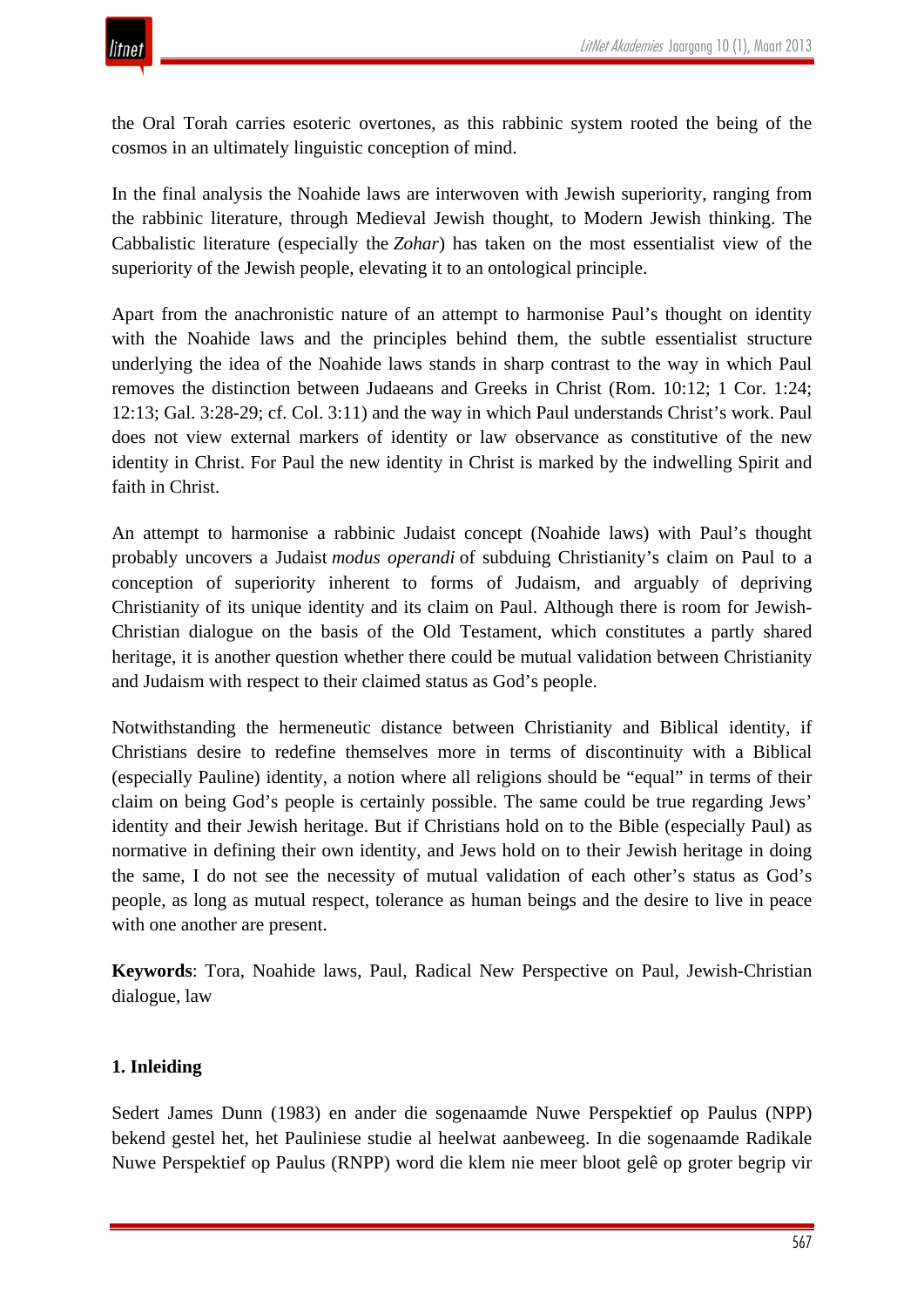the Oral Torah carries esoteric overtones, as this rabbinic system rooted the being of the cosmos in an ultimately linguistic conception of mind.

In the final analysis the Noahide laws are interwoven with Jewish superiority, ranging from the rabbinic literature, through Medieval Jewish thought, to Modern Jewish thinking. The Cabbalistic literature (especially the *Zohar*) has taken on the most essentialist view of the superiority of the Jewish people, elevating it to an ontological principle.

Apart from the anachronistic nature of an attempt to harmonise Paul's thought on identity with the Noahide laws and the principles behind them, the subtle essentialist structure underlying the idea of the Noahide laws stands in sharp contrast to the way in which Paul removes the distinction between Judaeans and Greeks in Christ (Rom. 10:12; 1 Cor. 1:24; 12:13; Gal. 3:28-29; cf. Col. 3:11) and the way in which Paul understands Christ's work. Paul does not view external markers of identity or law observance as constitutive of the new identity in Christ. For Paul the new identity in Christ is marked by the indwelling Spirit and faith in Christ.

An attempt to harmonise a rabbinic Judaist concept (Noahide laws) with Paul's thought probably uncovers a Judaist *modus operandi* of subduing Christianity's claim on Paul to a conception of superiority inherent to forms of Judaism, and arguably of depriving Christianity of its unique identity and its claim on Paul. Although there is room for Jewish-Christian dialogue on the basis of the Old Testament, which constitutes a partly shared heritage, it is another question whether there could be mutual validation between Christianity and Judaism with respect to their claimed status as God's people.

Notwithstanding the hermeneutic distance between Christianity and Biblical identity, if Christians desire to redefine themselves more in terms of discontinuity with a Biblical (especially Pauline) identity, a notion where all religions should be "equal" in terms of their claim on being God's people is certainly possible. The same could be true regarding Jews' identity and their Jewish heritage. But if Christians hold on to the Bible (especially Paul) as normative in defining their own identity, and Jews hold on to their Jewish heritage in doing the same, I do not see the necessity of mutual validation of each other's status as God's people, as long as mutual respect, tolerance as human beings and the desire to live in peace with one another are present.

**Keywords**: Tora, Noahide laws, Paul, Radical New Perspective on Paul, Jewish-Christian dialogue, law

## 1. Inleiding

Sedert James Dunn (1983) en ander die sogenaamde Nuwe Perspektief op Paulus (NPP) bekend gestel het, het Pauliniese studie al heelwat aanbeweeg. In die sogenaamde Radikale Nuwe Perspektief op Paulus (RNPP) word die klem nie meer bloot gelê op groter begrip vir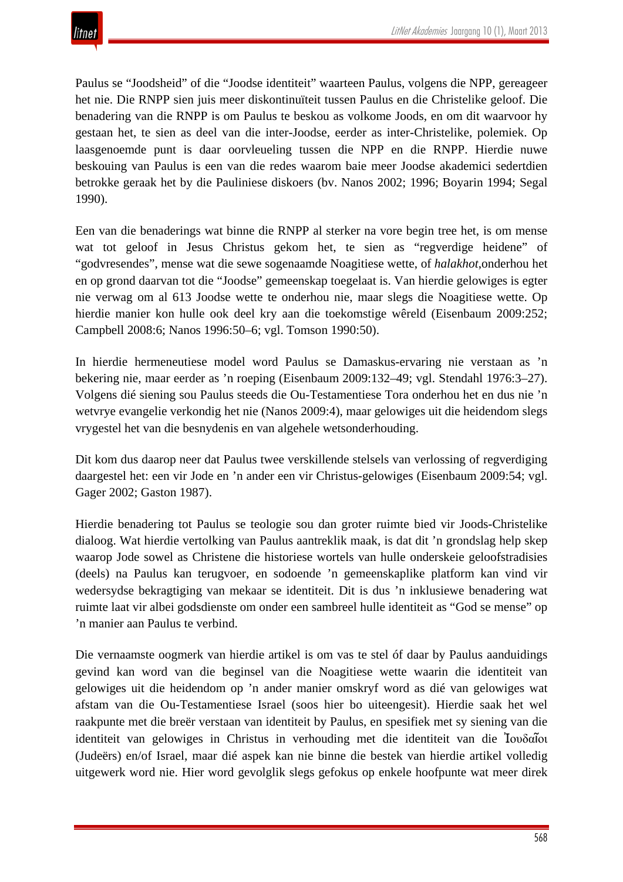Paulus se "Joodsheid" of die "Joodse identiteit" waarteen Paulus, volgens die NPP, gereageer het nie. Die RNPP sien juis meer diskontinuïteit tussen Paulus en die Christelike geloof. Die benadering van die RNPP is om Paulus te beskou as volkome Joods, en om dit waarvoor hy gestaan het, te sien as deel van die inter-Joodse, eerder as inter-Christelike, polemiek. Op laasgenoemde punt is daar oorvleueling tussen die NPP en die RNPP. Hierdie nuwe beskouing van Paulus is een van die redes waarom baie meer Joodse akademici sedertdien betrokke geraak het by die Pauliniese diskoers (bv. Nanos 2002; 1996; Boyarin 1994; Segal 1990).

Een van die benaderings wat binne die RNPP al sterker na vore begin tree het, is om mense wat tot geloof in Jesus Christus gekom het, te sien as "regverdige heidene" of "godvresendes", mense wat die sewe sogenaamde Noagitiese wette, of *halakhot*,onderhou het en op grond daarvan tot die "Joodse" gemeenskap toegelaat is. Van hierdie gelowiges is egter nie verwag om al 613 Joodse wette te onderhou nie, maar slegs die Noagitiese wette. Op hierdie manier kon hulle ook deel kry aan die toekomstige wêreld (Eisenbaum 2009:252; Campbell 2008:6; Nanos 1996:50–6; vgl. Tomson 1990:50).

In hierdie hermeneutiese model word Paulus se Damaskus-ervaring nie verstaan as 'n bekering nie, maar eerder as 'n roeping (Eisenbaum 2009:132–49; vgl. Stendahl 1976:3–27). Volgens dié siening sou Paulus steeds die Ou-Testamentiese Tora onderhou het en dus nie 'n wetvrye evangelie verkondig het nie (Nanos 2009:4), maar gelowiges uit die heidendom slegs vrygestel het van die besnydenis en van algehele wetsonderhouding.

Dit kom dus daarop neer dat Paulus twee verskillende stelsels van verlossing of regverdiging daargestel het: een vir Jode en 'n ander een vir Christus-gelowiges (Eisenbaum 2009:54; vgl. Gager 2002; Gaston 1987).

Hierdie benadering tot Paulus se teologie sou dan groter ruimte bied vir Joods-Christelike dialoog. Wat hierdie vertolking van Paulus aantreklik maak, is dat dit 'n grondslag help skep waarop Jode sowel as Christene die historiese wortels van hulle onderskeie geloofstradisies (deels) na Paulus kan terugvoer, en sodoende 'n gemeenskaplike platform kan vind vir wedersydse bekragtiging van mekaar se identiteit. Dit is dus 'n inklusiewe benadering wat ruimte laat vir albei godsdienste om onder een sambreel hulle identiteit as "God se mense" op 'n manier aan Paulus te verbind.

Die vernaamste oogmerk van hierdie artikel is om vas te stel óf daar by Paulus aanduidings gevind kan word van die beginsel van die Noagitiese wette waarin die identiteit van gelowiges uit die heidendom op 'n ander manier omskryf word as dié van gelowiges wat afstam van die Ou-Testamentiese Israel (soos hier bo uiteengesit). Hierdie saak het wel raakpunte met die breër verstaan van identiteit by Paulus, en spesifiek met sy siening van die identiteit van gelowiges in Christus in verhouding met die identiteit van die Ἰουδαῖοι (Judeërs) en/of Israel, maar dié aspek kan nie binne die bestek van hierdie artikel volledig uitgewerk word nie. Hier word gevolglik slegs gefokus op enkele hoofpunte wat meer direk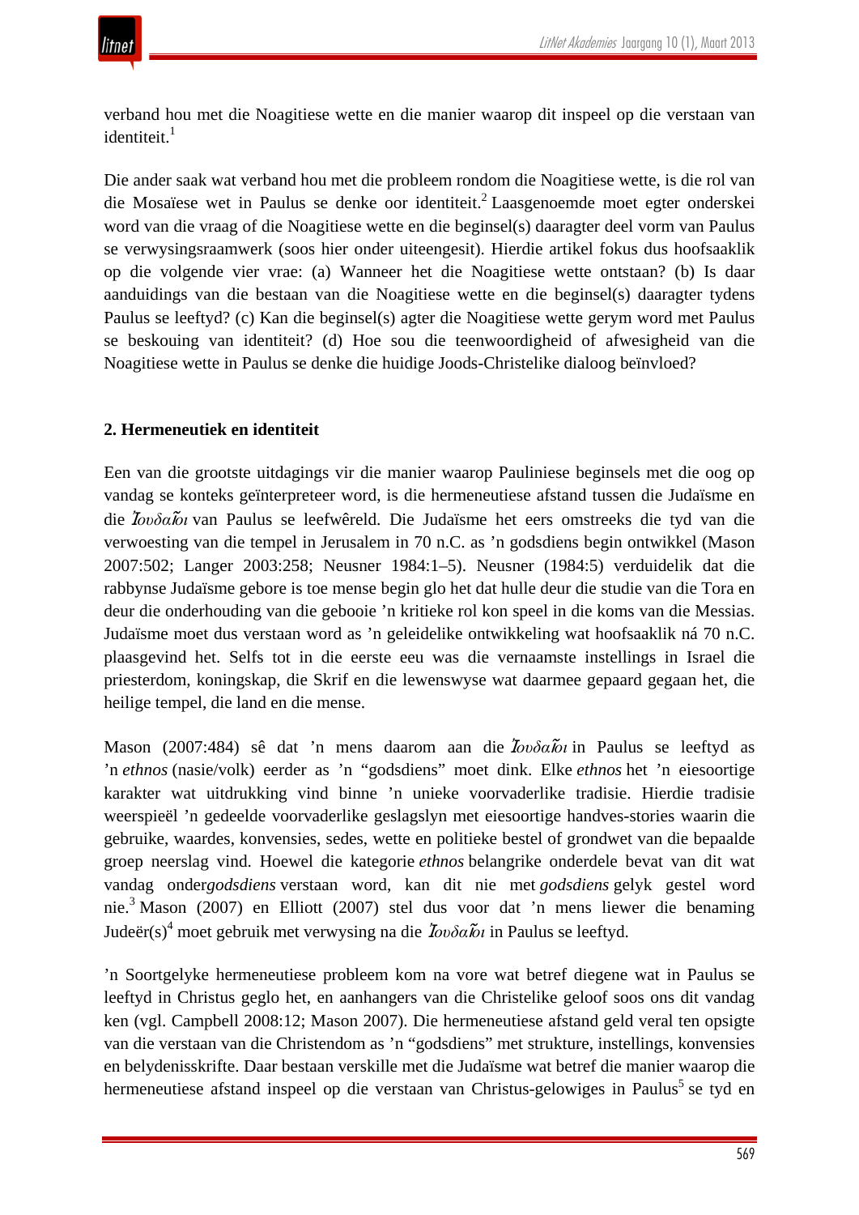verband hou met die Noagitiese wette en die manier waarop dit inspeel op die verstaan van identiteit.[1]

Die ander saak wat verband hou met die probleem rondom die Noagitiese wette, is die rol van die Mosaïese wet in Paulus se denke oor identiteit.[2] Laasgenoemde moet egter onderskei word van die vraag of die Noagitiese wette en die beginsel(s) daaragter deel vorm van Paulus se verwysingsraamwerk (soos hier onder uiteengesit). Hierdie artikel fokus dus hoofsaaklik op die volgende vier vrae: (a) Wanneer het die Noagitiese wette ontstaan? (b) Is daar aanduidings van die bestaan van die Noagitiese wette en die beginsel(s) daaragter tydens Paulus se leeftyd? (c) Kan die beginsel(s) agter die Noagitiese wette gerym word met Paulus se beskouing van identiteit? (d) Hoe sou die teenwoordigheid of afwesigheid van die Noagitiese wette in Paulus se denke die huidige Joods-Christelike dialoog beïnvloed?

## 2. Hermeneutiek en identiteit

Een van die grootste uitdagings vir die manier waarop Pauliniese beginsels met die oog op vandag se konteks geïnterpreteer word, is die hermeneutiese afstand tussen die Judaïsme en die *Ἰουδαῖοι* van Paulus se leefwêreld. Die Judaïsme het eers omstreeks die tyd van die verwoesting van die tempel in Jerusalem in 70 n.C. as 'n godsdiens begin ontwikkel (Mason 2007:502; Langer 2003:258; Neusner 1984:1–5). Neusner (1984:5) verduidelik dat die rabbynse Judaïsme gebore is toe mense begin glo het dat hulle deur die studie van die Tora en deur die onderhouding van die gebooie 'n kritieke rol kon speel in die koms van die Messias. Judaïsme moet dus verstaan word as 'n geleidelike ontwikkeling wat hoofsaaklik ná 70 n.C. plaasgevind het. Selfs tot in die eerste eeu was die vernaamste instellings in Israel die priesterdom, koningskap, die Skrif en die lewenswyse wat daarmee gepaard gegaan het, die heilige tempel, die land en die mense.

Mason (2007:484) sê dat 'n mens daarom aan die *Ἰουδαῖοι* in Paulus se leeftyd as 'n *ethnos* (nasie/volk) eerder as 'n "godsdiens" moet dink. Elke *ethnos* het 'n eiesoortige karakter wat uitdrukking vind binne 'n unieke voorvaderlike tradisie. Hierdie tradisie weerspieël 'n gedeelde voorvaderlike geslagslyn met eiesoortige handves-stories waarin die gebruike, waardes, konvensies, sedes, wette en politieke bestel of grondwet van die bepaalde groep neerslag vind. Hoewel die kategorie *ethnos* belangrike onderdele bevat van dit wat vandag onder *godsdiens* verstaan word, kan dit nie met *godsdiens* gelyk gestel word nie.[3] Mason (2007) en Elliott (2007) stel dus voor dat 'n mens liewer die benaming Judeër(s)[4] moet gebruik met verwysing na die *Ἰουδαῖοι* in Paulus se leeftyd.

'n Soortgelyke hermeneutiese probleem kom na vore wat betref diegene wat in Paulus se leeftyd in Christus geglo het, en aanhangers van die Christelike geloof soos ons dit vandag ken (vgl. Campbell 2008:12; Mason 2007). Die hermeneutiese afstand geld veral ten opsigte van die verstaan van die Christendom as 'n "godsdiens" met strukture, instellings, konvensies en belydenisskrifte. Daar bestaan verskille met die Judaïsme wat betref die manier waarop die hermeneutiese afstand inspeel op die verstaan van Christus-gelowiges in Paulus[5] se tyd en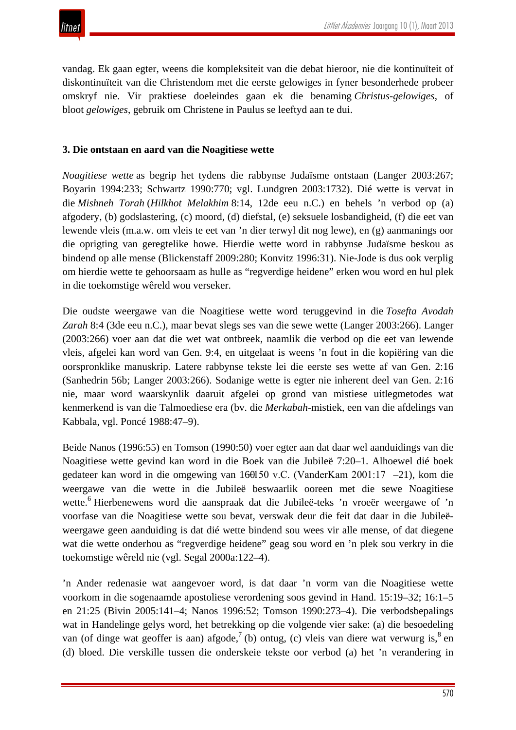vandag. Ek gaan egter, weens die kompleksiteit van die debat hieroor, nie die kontinuïteit of diskontinuïteit van die Christendom met die eerste gelowiges in fyner besonderhede probeer omskryf nie. Vir praktiese doeleindes gaan ek die benaming *Christus-gelowiges*, of bloot *gelowiges*, gebruik om Christene in Paulus se leeftyd aan te dui.

### 3. Die ontstaan en aard van die Noagitiese wette

*Noagitiese wette* as begrip het tydens die rabbynse Judaïsme ontstaan (Langer 2003:267; Boyarin 1994:233; Schwartz 1990:770; vgl. Lundgren 2003:1732). Dié wette is vervat in die *Mishneh Torah* (*Hilkhot Melakhim* 8:14, 12de eeu n.C.) en behels 'n verbod op (a) afgodery, (b) godslastering, (c) moord, (d) diefstal, (e) seksuele losbandigheid, (f) die eet van lewende vleis (m.a.w. om vleis te eet van 'n dier terwyl dit nog lewe), en (g) aanmanings oor die oprigting van geregtelike howe. Hierdie wette word in rabbynse Judaïsme beskou as bindend op alle mense (Blickenstaff 2009:280; Konvitz 1996:31). Nie-Jode is dus ook verplig om hierdie wette te gehoorsaam as hulle as "regverdige heidene" erken wou word en hul plek in die toekomstige wêreld wou verseker.

Die oudste weergawe van die Noagitiese wette word teruggevind in die *Tosefta Avodah Zarah* 8:4 (3de eeu n.C.), maar bevat slegs ses van die sewe wette (Langer 2003:266). Langer (2003:266) voer aan dat die wet wat ontbreek, naamlik die verbod op die eet van lewende vleis, afgelei kan word van Gen. 9:4, en uitgelaat is weens 'n fout in die kopiëring van die oorspronklike manuskrip. Latere rabbynse tekste lei die eerste ses wette af van Gen. 2:16 (Sanhedrin 56b; Langer 2003:266). Sodanige wette is egter nie inherent deel van Gen. 2:16 nie, maar word waarskynlik daaruit afgelei op grond van mistiese uitlegmetodes wat kenmerkend is van die Talmoediese era (bv. die *Merkabah*-mistiek, een van die afdelings van Kabbala, vgl. Poncé 1988:47–9).

Beide Nanos (1996:55) en Tomson (1990:50) voer egter aan dat daar wel aanduidings van die Noagitiese wette gevind kan word in die Boek van die Jubileë 7:20–1. Alhoewel dié boek gedateer kan word in die omgewing van 160–150 v.C. (VanderKam 2001:17–21), kom die weergawe van die wette in die Jubileë beswaarlik ooreen met die sewe Noagitiese wette.[6] Hierbenewens word die aanspraak dat die Jubileë-teks 'n vroeër weergawe of 'n voorfase van die Noagitiese wette sou bevat, verswak deur die feit dat daar in die Jubileë-weergawe geen aanduiding is dat dié wette bindend sou wees vir alle mense, of dat diegene wat die wette onderhou as "regverdige heidene" geag sou word en 'n plek sou verkry in die toekomstige wêreld nie (vgl. Segal 2000a:122–4).

'n Ander redenasie wat aangevoer word, is dat daar 'n vorm van die Noagitiese wette voorkom in die sogenaamde apostoliese verordening soos gevind in Hand. 15:19–32; 16:1–5 en 21:25 (Bivin 2005:141–4; Nanos 1996:52; Tomson 1990:273–4). Die verbodsbepalings wat in Handelinge gelys word, het betrekking op die volgende vier sake: (a) die besoedeling van (of dinge wat geoffer is aan) afgode,[7] (b) ontug, (c) vleis van diere wat verwurg is,[8] en (d) bloed. Die verskille tussen die onderskeie tekste oor verbod (a) het 'n verandering in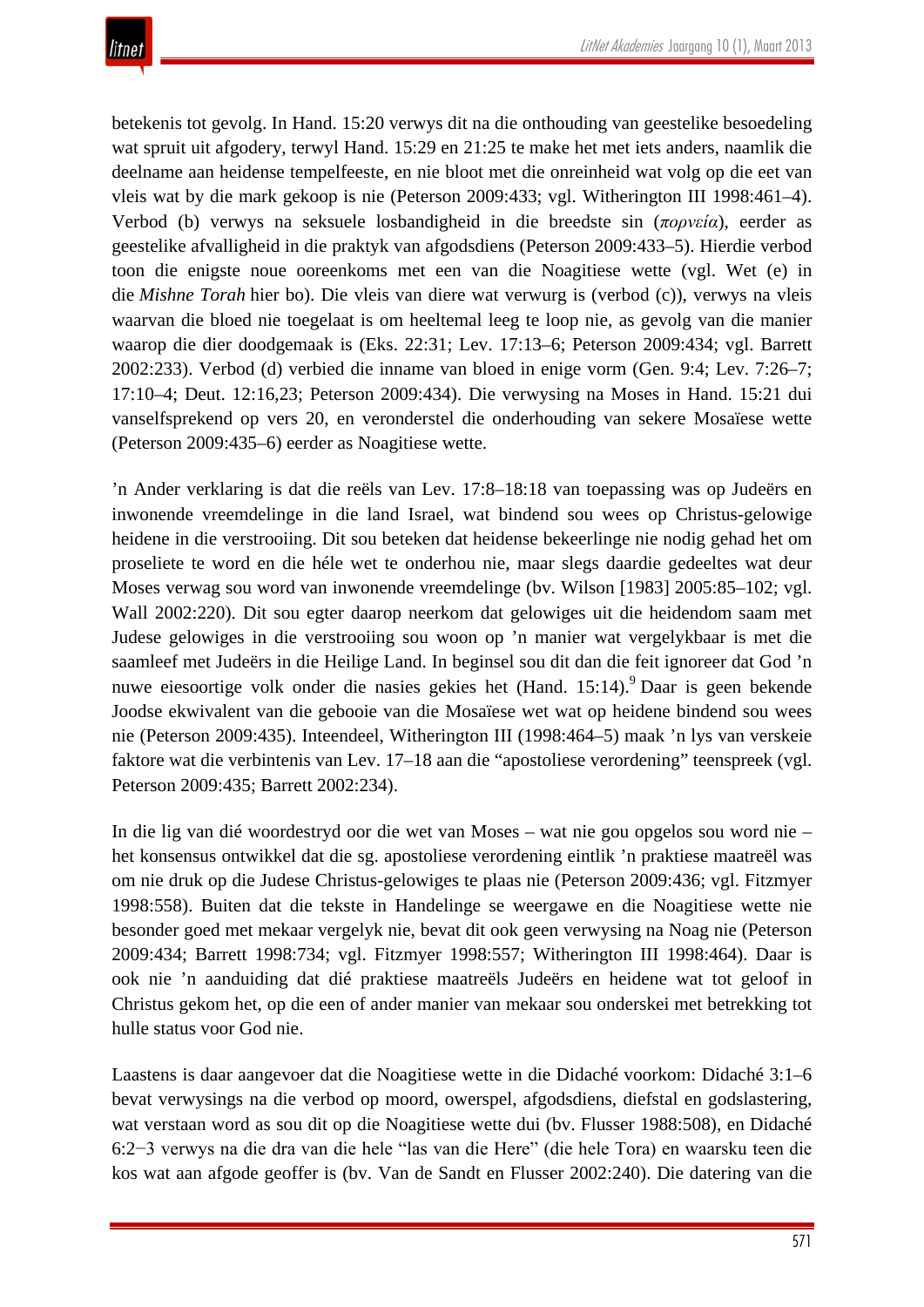betekenis tot gevolg. In Hand. 15:20 verwys dit na die onthouding van geestelike besoedeling wat spruit uit afgodery, terwyl Hand. 15:29 en 21:25 te make het met iets anders, naamlik die deelname aan heidense tempelfeeste, en nie bloot met die onreinheid wat volg op die eet van vleis wat by die mark gekoop is nie (Peterson 2009:433; vgl. Witherington III 1998:461–4). Verbod (b) verwys na seksuele losbandigheid in die breedste sin (*πορνεία*), eerder as geestelike afvalligheid in die praktyk van afgodsdiens (Peterson 2009:433–5). Hierdie verbod toon die enigste noue ooreenkoms met een van die Noagitiese wette (vgl. Wet (e) in die *Mishne Torah* hier bo). Die vleis van diere wat verwurg is (verbod (c)), verwys na vleis waarvan die bloed nie toegelaat is om heeltemal leeg te loop nie, as gevolg van die manier waarop die dier doodgemaak is (Eks. 22:31; Lev. 17:13–6; Peterson 2009:434; vgl. Barrett 2002:233). Verbod (d) verbied die inname van bloed in enige vorm (Gen. 9:4; Lev. 7:26–7; 17:10–4; Deut. 12:16,23; Peterson 2009:434). Die verwysing na Moses in Hand. 15:21 dui vanselfsprekend op vers 20, en veronderstel die onderhouding van sekere Mosaïese wette (Peterson 2009:435–6) eerder as Noagitiese wette.

’n Ander verklaring is dat die reëls van Lev. 17:8–18:18 van toepassing was op Judeërs en inwonende vreemdelinge in die land Israel, wat bindend sou wees op Christus-gelowige heidene in die verstrooiing. Dit sou beteken dat heidense bekeerlinge nie nodig gehad het om proseliete te word en die héle wet te onderhou nie, maar slegs daardie gedeeltes wat deur Moses verwag sou word van inwonende vreemdelinge (bv. Wilson [1983] 2005:85–102; vgl. Wall 2002:220). Dit sou egter daarop neerkom dat gelowiges uit die heidendom saam met Judese gelowiges in die verstrooiing sou woon op ’n manier wat vergelykbaar is met die saamleef met Judeërs in die Heilige Land. In beginsel sou dit dan die feit ignoreer dat God ’n nuwe eiesoortige volk onder die nasies gekies het (Hand. 15:14).[9] Daar is geen bekende Joodse ekwivalent van die gebooie van die Mosaïese wet wat op heidene bindend sou wees nie (Peterson 2009:435). Inteendeel, Witherington III (1998:464–5) maak ’n lys van verskeie faktore wat die verbintenis van Lev. 17–18 aan die “apostoliese verordening” teenspreek (vgl. Peterson 2009:435; Barrett 2002:234).

In die lig van dié woordestryd oor die wet van Moses – wat nie gou opgelos sou word nie – het konsensus ontwikkel dat die sg. apostoliese verordening eintlik ’n praktiese maatreël was om nie druk op die Judese Christus-gelowiges te plaas nie (Peterson 2009:436; vgl. Fitzmyer 1998:558). Buiten dat die tekste in Handelinge se weergawe en die Noagitiese wette nie besonder goed met mekaar vergelyk nie, bevat dit ook geen verwysing na Noag nie (Peterson 2009:434; Barrett 1998:734; vgl. Fitzmyer 1998:557; Witherington III 1998:464). Daar is ook nie ’n aanduiding dat dié praktiese maatreëls Judeërs en heidene wat tot geloof in Christus gekom het, op die een of ander manier van mekaar sou onderskei met betrekking tot hulle status voor God nie.

Laastens is daar aangevoer dat die Noagitiese wette in die Didaché voorkom: Didaché 3:1–6 bevat verwysings na die verbod op moord, owerspel, afgodsdiens, diefstal en godslastering, wat verstaan word as sou dit op die Noagitiese wette dui (bv. Flusser 1988:508), en Didaché 6:2−3 verwys na die dra van die hele “las van die Here” (die hele Tora) en waarsku teen die kos wat aan afgode geoffer is (bv. Van de Sandt en Flusser 2002:240). Die datering van die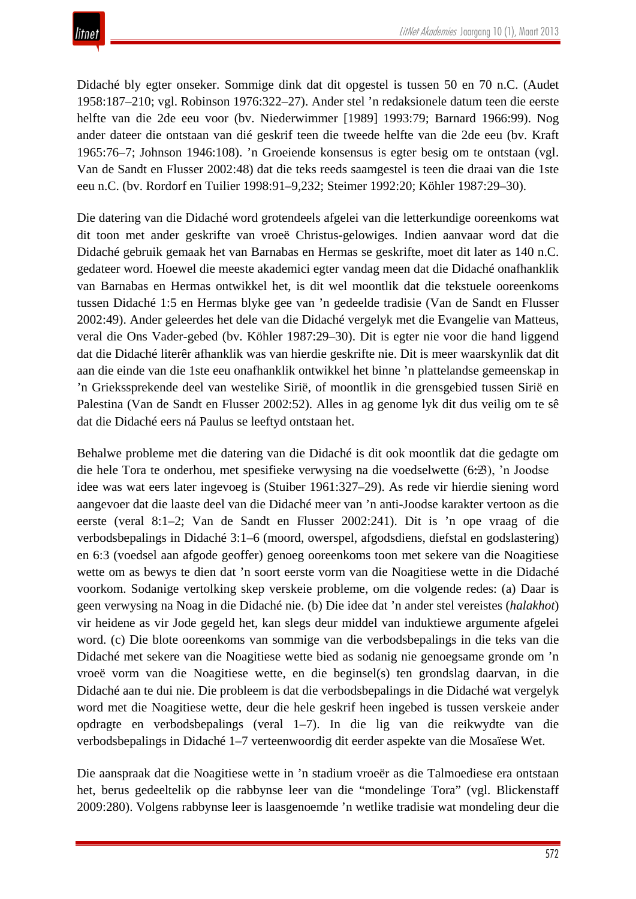Didaché bly egter onseker. Sommige dink dat dit opgestel is tussen 50 en 70 n.C. (Audet 1958:187–210; vgl. Robinson 1976:322–27). Ander stel ’n redaksionele datum teen die eerste helfte van die 2de eeu voor (bv. Niederwimmer [1989] 1993:79; Barnard 1966:99). Nog ander dateer die ontstaan van dié geskrif teen die tweede helfte van die 2de eeu (bv. Kraft 1965:76–7; Johnson 1946:108). ’n Groeiende konsensus is egter besig om te ontstaan (vgl. Van de Sandt en Flusser 2002:48) dat die teks reeds saamgestel is teen die draai van die 1ste eeu n.C. (bv. Rordorf en Tuilier 1998:91–9,232; Steimer 1992:20; Köhler 1987:29–30).

Die datering van die Didaché word grotendeels afgelei van die letterkundige ooreenkoms wat dit toon met ander geskrifte van vroeë Christus-gelowiges. Indien aanvaar word dat die Didaché gebruik gemaak het van Barnabas en Hermas se geskrifte, moet dit later as 140 n.C. gedateer word. Hoewel die meeste akademici egter vandag meen dat die Didaché onafhanklik van Barnabas en Hermas ontwikkel het, is dit wel moontlik dat die tekstuele ooreenkoms tussen Didaché 1:5 en Hermas blyke gee van ’n gedeelde tradisie (Van de Sandt en Flusser 2002:49). Ander geleerdes het dele van die Didaché vergelyk met die Evangelie van Matteus, veral die Ons Vader-gebed (bv. Köhler 1987:29–30). Dit is egter nie voor die hand liggend dat die Didaché literêr afhanklik was van hierdie geskrifte nie. Dit is meer waarskynlik dat dit aan die einde van die 1ste eeu onafhanklik ontwikkel het binne ’n plattelandse gemeenskap in ’n Grieksspreekende deel van westelike Sirië, of moontlik in die grensgebied tussen Sirië en Palestina (Van de Sandt en Flusser 2002:52). Alles in ag genome lyk dit dus veilig om te sê dat die Didaché eers ná Paulus se leeftyd ontstaan het.

Behalwe probleme met die datering van die Didaché is dit ook moontlik dat die gedagte om die hele Tora te onderhou, met spesifieke verwysing na die voedselwette (6:2–3), ’n Joodse idee was wat eers later ingevoeg is (Stuiber 1961:327–29). As rede vir hierdie siening word aangevoer dat die laaste deel van die Didaché meer van ’n anti-Joodse karakter vertoon as die eerste (veral 8:1–2; Van de Sandt en Flusser 2002:241). Dit is ’n ope vraag of die verbodsbepalings in Didaché 3:1–6 (moord, owerspel, afgodsdiens, diefstal en godslastering) en 6:3 (voedsel aan afgode geoffer) genoeg ooreenkoms toon met sekere van die Noagitiese wette om as bewys te dien dat ’n soort eerste vorm van die Noagitiese wette in die Didaché voorkom. Sodanige vertolking skep verskeie probleme, om die volgende redes: (a) Daar is geen verwysing na Noag in die Didaché nie. (b) Die idee dat ’n ander stel vereistes (*halakhot*) vir heidene as vir Jode gegeld het, kan slegs deur middel van induktiewe argumente afgelei word. (c) Die blote ooreenkoms van sommige van die verbodsbepalings in die teks van die Didaché met sekere van die Noagitiese wette bied as sodanig nie genoegsame gronde om ’n vroeë vorm van die Noagitiese wette, en die beginsel(s) ten grondslag daarvan, in die Didaché aan te dui nie. Die probleem is dat die verbodsbepalings in die Didaché wat vergelyk word met die Noagitiese wette, deur die hele geskrif heen ingebed is tussen verskeie ander opdragte en verbodsbepalings (veral 1–7). In die lig van die reikwydte van die verbodsbepalings in Didaché 1–7 verteenwoordig dit eerder aspekte van die Mosaïese Wet.

Die aanspraak dat die Noagitiese wette in ’n stadium vroeër as die Talmoediese era ontstaan het, berus gedeeltelik op die rabbynse leer van die “mondelinge Tora” (vgl. Blickenstaff 2009:280). Volgens rabbynse leer is laasgenoemde ’n wetlike tradisie wat mondeling deur die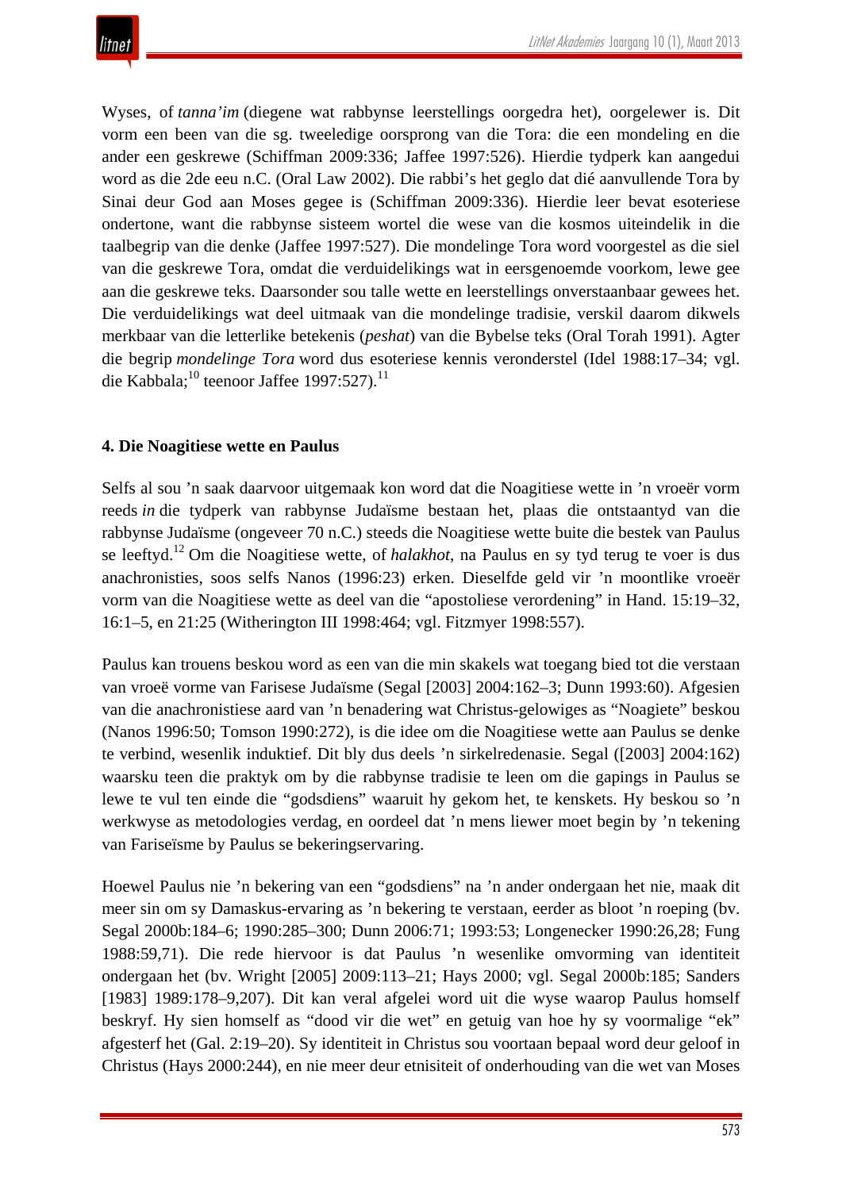Wyses, of *tanna'im* (diegene wat rabbynse leerstellings oorgedra het), oorgelewer is. Dit vorm een been van die sg. tweeledige oorsprong van die Tora: die een mondeling en die ander een geskrewe (Schiffman 2009:336; Jaffee 1997:526). Hierdie tydperk kan aangedui word as die 2de eeu n.C. (Oral Law 2002). Die rabbi's het geglo dat dié aanvullende Tora by Sinai deur God aan Moses gegee is (Schiffman 2009:336). Hierdie leer bevat esoteriese ondertone, want die rabbynse sisteem wortel die wese van die kosmos uiteindelik in die taalbegrip van die denke (Jaffee 1997:527). Die mondelinge Tora word voorgestel as die siel van die geskrewe Tora, omdat die verduidelikings wat in eersgenoemde voorkom, lewe gee aan die geskrewe teks. Daarsonder sou talle wette en leerstellings onverstaanbaar gewees het. Die verduidelikings wat deel uitmaak van die mondelinge tradisie, verskil daarom dikwels merkbaar van die letterlike betekenis (*peshat*) van die Bybelse teks (Oral Torah 1991). Agter die begrip *mondelinge Tora* word dus esoteriese kennis veronderstel (Idel 1988:17–34; vgl. die Kabbala;[10] teenoor Jaffee 1997:527).[11]

## 4. Die Noagitiese wette en Paulus

Selfs al sou 'n saak daarvoor uitgemaak kon word dat die Noagitiese wette in 'n vroeër vorm reeds *in* die tydperk van rabbynse Judaïsme bestaan het, plaas die ontstaantyd van die rabbynse Judaïsme (ongeveer 70 n.C.) steeds die Noagitiese wette buite die bestek van Paulus se leeftyd.[12] Om die Noagitiese wette, of *halakhot*, na Paulus en sy tyd terug te voer is dus anachronisties, soos selfs Nanos (1996:23) erken. Dieselfde geld vir 'n moontlike vroeër vorm van die Noagitiese wette as deel van die "apostoliese verordening" in Hand. 15:19–32, 16:1–5, en 21:25 (Witherington III 1998:464; vgl. Fitzmyer 1998:557).

Paulus kan trouens beskou word as een van die min skakels wat toegang bied tot die verstaan van vroeë vorme van Farisese Judaïsme (Segal [2003] 2004:162–3; Dunn 1993:60). Afgesien van die anachronistiese aard van 'n benadering wat Christus-gelowiges as "Noagiete" beskou (Nanos 1996:50; Tomson 1990:272), is die idee om die Noagitiese wette aan Paulus se denke te verbind, wesenlik induktief. Dit bly dus deels 'n sirkelredenasie. Segal ([2003] 2004:162) waarsku teen die praktyk om by die rabbynse tradisie te leen om die gapings in Paulus se lewe te vul ten einde die "godsdiens" waaruit hy gekom het, te kenskets. Hy beskou so 'n werkwyse as metodologies verdag, en oordeel dat 'n mens liewer moet begin by 'n tekening van Fariseïsme by Paulus se bekeringservaring.

Hoewel Paulus nie 'n bekering van een "godsdiens" na 'n ander ondergaan het nie, maak dit meer sin om sy Damaskus-ervaring as 'n bekering te verstaan, eerder as bloot 'n roeping (bv. Segal 2000b:184–6; 1990:285–300; Dunn 2006:71; 1993:53; Longenecker 1990:26,28; Fung 1988:59,71). Die rede hiervoor is dat Paulus 'n wesenlike omvorming van identiteit ondergaan het (bv. Wright [2005] 2009:113–21; Hays 2000; vgl. Segal 2000b:185; Sanders [1983] 1989:178–9,207). Dit kan veral afgelei word uit die wyse waarop Paulus homself beskryf. Hy sien homself as "dood vir die wet" en getuig van hoe hy sy voormalige "ek" afgesterf het (Gal. 2:19–20). Sy identiteit in Christus sou voortaan bepaal word deur geloof in Christus (Hays 2000:244), en nie meer deur etnisiteit of onderhouding van die wet van Moses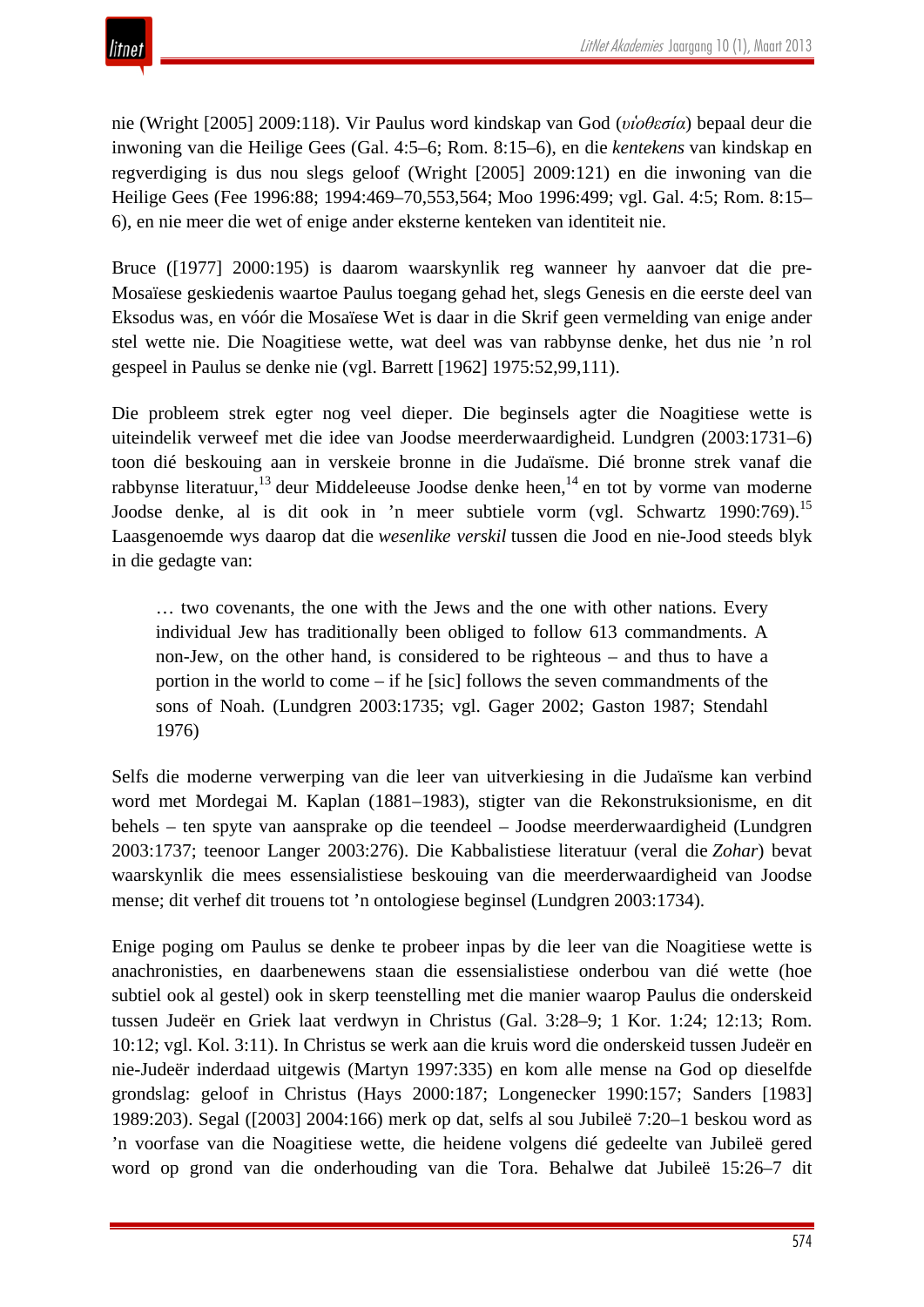nie (Wright [2005] 2009:118). Vir Paulus word kindskap van God (*υἱοθεσία*) bepaal deur die inwoning van die Heilige Gees (Gal. 4:5–6; Rom. 8:15–6), en die *kentekens* van kindskap en regverdiging is dus nou slegs geloof (Wright [2005] 2009:121) en die inwoning van die Heilige Gees (Fee 1996:88; 1994:469–70,553,564; Moo 1996:499; vgl. Gal. 4:5; Rom. 8:15–6), en nie meer die wet of enige ander eksterne kenteken van identiteit nie.

Bruce ([1977] 2000:195) is daarom waarskynlik reg wanneer hy aanvoer dat die pre-Mosaïese geskiedenis waartoe Paulus toegang gehad het, slegs Genesis en die eerste deel van Eksodus was, en vóór die Mosaïese Wet is daar in die Skrif geen vermelding van enige ander stel wette nie. Die Noagitiese wette, wat deel was van rabbynse denke, het dus nie 'n rol gespeel in Paulus se denke nie (vgl. Barrett [1962] 1975:52,99,111).

Die probleem strek egter nog veel dieper. Die beginsels agter die Noagitiese wette is uiteindelik verweef met die idee van Joodse meerderwaardigheid. Lundgren (2003:1731–6) toon dié beskouing aan in verskeie bronne in die Judaïsme. Dié bronne strek vanaf die rabbynse literatuur,[13] deur Middeleeuse Joodse denke heen,[14] en tot by vorme van moderne Joodse denke, al is dit ook in 'n meer subtiele vorm (vgl. Schwartz 1990:769).[15] Laasgenoemde wys daarop dat die *wesenlike verskil* tussen die Jood en nie-Jood steeds blyk in die gedagte van:

> … two covenants, the one with the Jews and the one with other nations. Every individual Jew has traditionally been obliged to follow 613 commandments. A non-Jew, on the other hand, is considered to be righteous – and thus to have a portion in the world to come – if he [sic] follows the seven commandments of the sons of Noah. (Lundgren 2003:1735; vgl. Gager 2002; Gaston 1987; Stendahl 1976)

Selfs die moderne verwerping van die leer van uitverkiesing in die Judaïsme kan verbind word met Mordegai M. Kaplan (1881–1983), stigter van die Rekonstruksionisme, en dit behels – ten spyte van aansprake op die teendeel – Joodse meerderwaardigheid (Lundgren 2003:1737; teenoor Langer 2003:276). Die Kabbalistiese literatuur (veral die *Zohar*) bevat waarskynlik die mees essensialistiese beskouing van die meerderwaardigheid van Joodse mense; dit verhef dit trouens tot 'n ontologiese beginsel (Lundgren 2003:1734).

Enige poging om Paulus se denke te probeer inpas by die leer van die Noagitiese wette is anachronisties, en daarbenewens staan die essensialistiese onderbou van dié wette (hoe subtiel ook al gestel) ook in skerp teenstelling met die manier waarop Paulus die onderskeid tussen Judeër en Griek laat verdwyn in Christus (Gal. 3:28–9; 1 Kor. 1:24; 12:13; Rom. 10:12; vgl. Kol. 3:11). In Christus se werk aan die kruis word die onderskeid tussen Judeër en nie-Judeër inderdaad uitgewis (Martyn 1997:335) en kom alle mense na God op dieselfde grondslag: geloof in Christus (Hays 2000:187; Longenecker 1990:157; Sanders [1983] 1989:203). Segal ([2003] 2004:166) merk op dat, selfs al sou Jubileë 7:20–1 beskou word as 'n voorfase van die Noagitiese wette, die heidene volgens dié gedeelte van Jubileë gered word op grond van die onderhouding van die Tora. Behalwe dat Jubileë 15:26–7 dit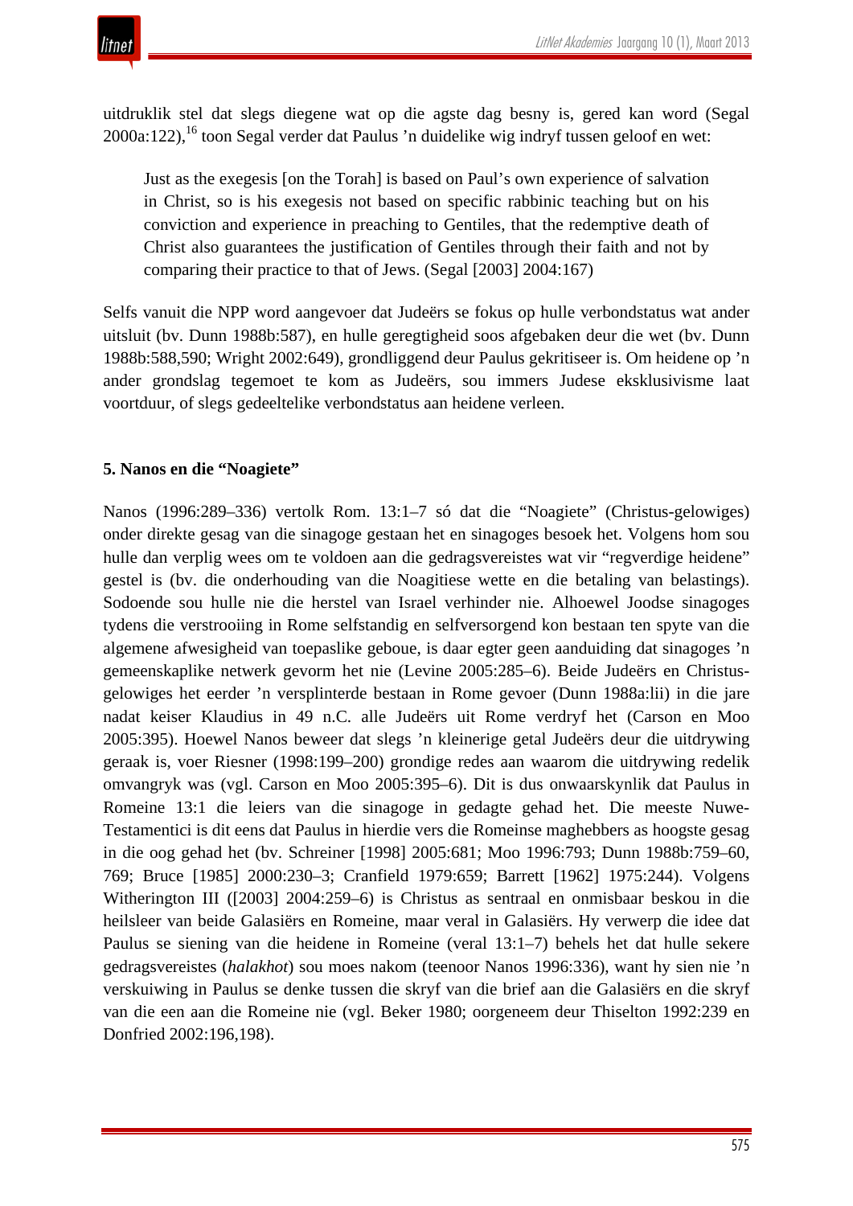uitdruklik stel dat slegs diegene wat op die agste dag besny is, gered kan word (Segal 2000a:122),[16] toon Segal verder dat Paulus 'n duidelike wig indryf tussen geloof en wet:

> Just as the exegesis [on the Torah] is based on Paul's own experience of salvation in Christ, so is his exegesis not based on specific rabbinic teaching but on his conviction and experience in preaching to Gentiles, that the redemptive death of Christ also guarantees the justification of Gentiles through their faith and not by comparing their practice to that of Jews. (Segal [2003] 2004:167)

Selfs vanuit die NPP word aangevoer dat Judeërs se fokus op hulle verbondstatus wat ander uitsluit (bv. Dunn 1988b:587), en hulle geregtigheid soos afgebaken deur die wet (bv. Dunn 1988b:588,590; Wright 2002:649), grondliggend deur Paulus gekritiseer is. Om heidene op 'n ander grondslag tegemoet te kom as Judeërs, sou immers Judese eksklusivisme laat voortduur, of slegs gedeeltelike verbondstatus aan heidene verleen.

## 5. Nanos en die "Noagiete"

Nanos (1996:289–336) vertolk Rom. 13:1–7 só dat die "Noagiete" (Christus-gelowiges) onder direkte gesag van die sinagoge gestaan het en sinagoges besoek het. Volgens hom sou hulle dan verplig wees om te voldoen aan die gedragsvereistes wat vir "regverdige heidene" gestel is (bv. die onderhouding van die Noagitiese wette en die betaling van belastings). Sodoende sou hulle nie die herstel van Israel verhinder nie. Alhoewel Joodse sinagoges tydens die verstrooiing in Rome selfstandig en selfversorgend kon bestaan ten spyte van die algemene afwesigheid van toepaslike geboue, is daar egter geen aanduiding dat sinagoges 'n gemeenskaplike netwerk gevorm het nie (Levine 2005:285–6). Beide Judeërs en Christus-gelowiges het eerder 'n versplinterde bestaan in Rome gevoer (Dunn 1988a:lii) in die jare nadat keiser Klaudius in 49 n.C. alle Judeërs uit Rome verdryf het (Carson en Moo 2005:395). Hoewel Nanos beweer dat slegs 'n kleinerige getal Judeërs deur die uitdrywing geraak is, voer Riesner (1998:199–200) grondige redes aan waarom die uitdrywing redelik omvangryk was (vgl. Carson en Moo 2005:395–6). Dit is dus onwaarskynlik dat Paulus in Romeine 13:1 die leiers van die sinagoge in gedagte gehad het. Die meeste Nuwe-Testamentici is dit eens dat Paulus in hierdie vers die Romeinse maghebbers as hoogste gesag in die oog gehad het (bv. Schreiner [1998] 2005:681; Moo 1996:793; Dunn 1988b:759–60, 769; Bruce [1985] 2000:230–3; Cranfield 1979:659; Barrett [1962] 1975:244). Volgens Witherington III ([2003] 2004:259–6) is Christus as sentraal en onmisbaar beskou in die heilsleer van beide Galasiërs en Romeine, maar veral in Galasiërs. Hy verwerp die idee dat Paulus se siening van die heidene in Romeine (veral 13:1–7) behels het dat hulle sekere gedragsvereistes (*halakhot*) sou moes nakom (teenoor Nanos 1996:336), want hy sien nie 'n verskuiwing in Paulus se denke tussen die skryf van die brief aan die Galasiërs en die skryf van die een aan die Romeine nie (vgl. Beker 1980; oorgeneem deur Thiselton 1992:239 en Donfried 2002:196,198).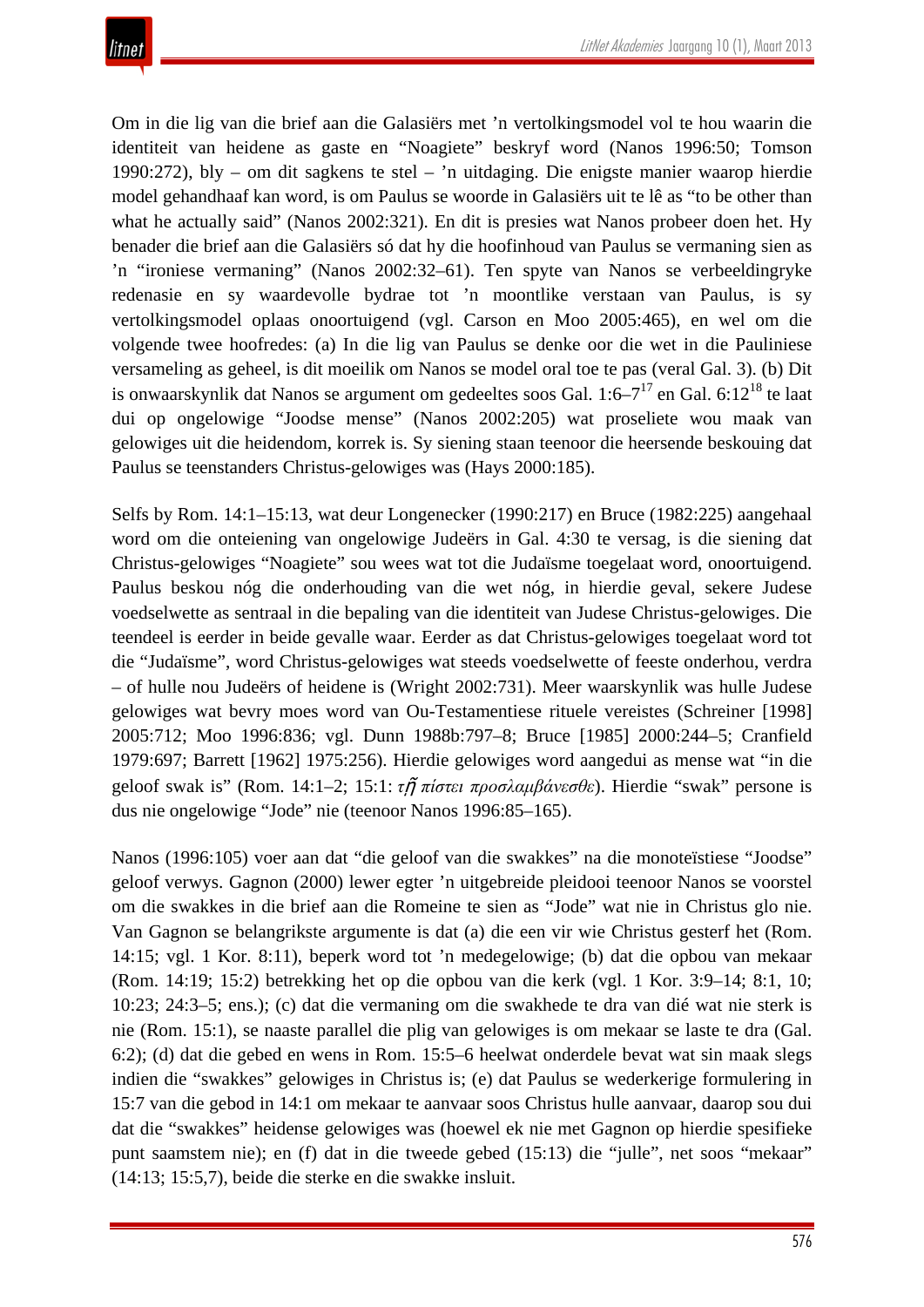Om in die lig van die brief aan die Galasiërs met ’n vertolkingsmodel vol te hou waarin die identiteit van heidene as gaste en “Noagiete” beskryf word (Nanos 1996:50; Tomson 1990:272), bly – om dit sagkens te stel – ’n uitdaging. Die enigste manier waarop hierdie model gehandhaaf kan word, is om Paulus se woorde in Galasiërs uit te lê as “to be other than what he actually said” (Nanos 2002:321). En dit is presies wat Nanos probeer doen het. Hy benader die brief aan die Galasiërs só dat hy die hoofinhoud van Paulus se vermaning sien as ’n “ironiese vermaning” (Nanos 2002:32–61). Ten spyte van Nanos se verbeeldingryke redenasie en sy waardevolle bydrae tot ’n moontlike verstaan van Paulus, is sy vertolkingsmodel oplaas onoortuigend (vgl. Carson en Moo 2005:465), en wel om die volgende twee hoofredes: (a) In die lig van Paulus se denke oor die wet in die Pauliniese versameling as geheel, is dit moeilik om Nanos se model oral toe te pas (veral Gal. 3). (b) Dit is onwaarskynlik dat Nanos se argument om gedeeltes soos Gal. 1:6–7[17] en Gal. 6:12[18] te laat dui op ongelowige “Joodse mense” (Nanos 2002:205) wat proseliete wou maak van gelowiges uit die heidendom, korrek is. Sy siening staan teenoor die heersende beskouing dat Paulus se teenstanders Christus-gelowiges was (Hays 2000:185).

Selfs by Rom. 14:1–15:13, wat deur Longenecker (1990:217) en Bruce (1982:225) aangehaal word om die onteiening van ongelowige Judeërs in Gal. 4:30 te versag, is die siening dat Christus-gelowiges “Noagiete” sou wees wat tot die Judaïsme toegelaat word, onoortuigend. Paulus beskou nóg die onderhouding van die wet nóg, in hierdie geval, sekere Judese voedselwette as sentraal in die bepaling van die identiteit van Judese Christus-gelowiges. Die teendeel is eerder in beide gevalle waar. Eerder as dat Christus-gelowiges toegelaat word tot die “Judaïsme”, word Christus-gelowiges wat steeds voedselwette of feeste onderhou, verdra – of hulle nou Judeërs of heidene is (Wright 2002:731). Meer waarskynlik was hulle Judese gelowiges wat bevry moes word van Ou-Testamentiese rituele vereistes (Schreiner [1998] 2005:712; Moo 1996:836; vgl. Dunn 1988b:797–8; Bruce [1985] 2000:244–5; Cranfield 1979:697; Barrett [1962] 1975:256). Hierdie gelowiges word aangedui as mense wat “in die geloof swak is” (Rom. 14:1–2; 15:1: *τῇ πίστει προσλαμβάνεσθε*). Hierdie “swak” persone is dus nie ongelowige “Jode” nie (teenoor Nanos 1996:85–165).

Nanos (1996:105) voer aan dat “die geloof van die swakkes” na die monoteïstiese “Joodse” geloof verwys. Gagnon (2000) lewer egter ’n uitgebreide pleidooi teenoor Nanos se voorstel om die swakkes in die brief aan die Romeine te sien as “Jode” wat nie in Christus glo nie. Van Gagnon se belangrikste argumente is dat (a) die een vir wie Christus gesterf het (Rom. 14:15; vgl. 1 Kor. 8:11), beperk word tot ’n medegelowige; (b) dat die opbou van mekaar (Rom. 14:19; 15:2) betrekking het op die opbou van die kerk (vgl. 1 Kor. 3:9–14; 8:1, 10; 10:23; 24:3–5; ens.); (c) dat die vermaning om die swakhede te dra van dié wat nie sterk is nie (Rom. 15:1), se naaste parallel die plig van gelowiges is om mekaar se laste te dra (Gal. 6:2); (d) dat die gebed en wens in Rom. 15:5–6 heelwat onderdele bevat wat sin maak slegs indien die “swakkes” gelowiges in Christus is; (e) dat Paulus se wederkerige formulering in 15:7 van die gebod in 14:1 om mekaar te aanvaar soos Christus hulle aanvaar, daarop sou dui dat die “swakkes” heidense gelowiges was (hoewel ek nie met Gagnon op hierdie spesifieke punt saamstem nie); en (f) dat in die tweede gebed (15:13) die “julle”, net soos “mekaar” (14:13; 15:5,7), beide die sterke en die swakke insluit.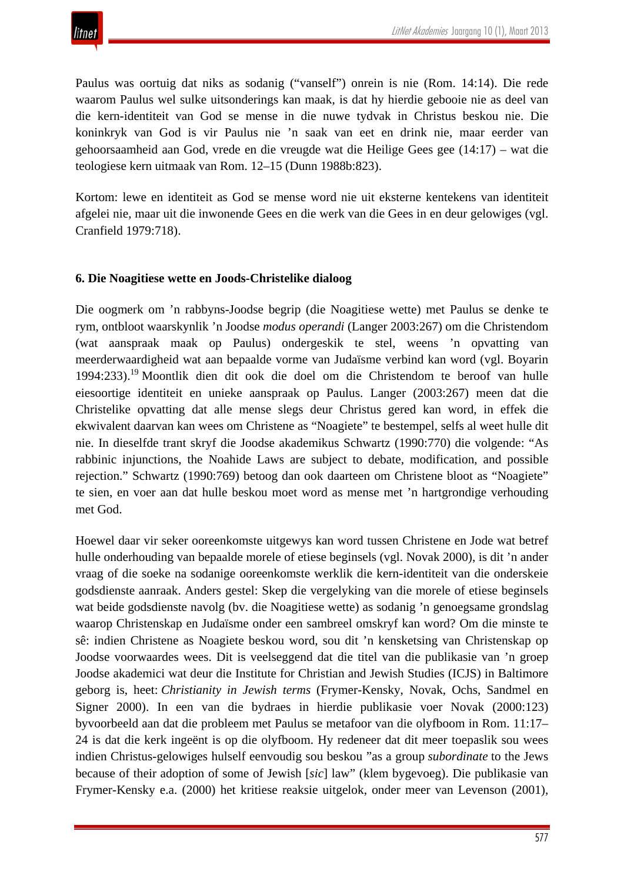Paulus was oortuig dat niks as sodanig ("vanself") onrein is nie (Rom. 14:14). Die rede waarom Paulus wel sulke uitsonderings kan maak, is dat hy hierdie gebooie nie as deel van die kern-identiteit van God se mense in die nuwe tydvak in Christus beskou nie. Die koninkryk van God is vir Paulus nie 'n saak van eet en drink nie, maar eerder van gehoorsaamheid aan God, vrede en die vreugde wat die Heilige Gees gee (14:17) – wat die teologiese kern uitmaak van Rom. 12–15 (Dunn 1988b:823).

Kortom: lewe en identiteit as God se mense word nie uit eksterne kentekens van identiteit afgelei nie, maar uit die inwonende Gees en die werk van die Gees in en deur gelowiges (vgl. Cranfield 1979:718).

**6. Die Noagitiese wette en Joods-Christelike dialoog**

Die oogmerk om 'n rabbyns-Joodse begrip (die Noagitiese wette) met Paulus se denke te rym, ontbloot waarskynlik 'n Joodse *modus operandi* (Langer 2003:267) om die Christendom (wat aanspraak maak op Paulus) ondergeskik te stel, weens 'n opvatting van meerderwaardigheid wat aan bepaalde vorme van Judaïsme verbind kan word (vgl. Boyarin 1994:233).[19] Moontlik dien dit ook die doel om die Christendom te beroof van hulle eiesoortige identiteit en unieke aanspraak op Paulus. Langer (2003:267) meen dat die Christelike opvatting dat alle mense slegs deur Christus gered kan word, in effek die ekwivalent daarvan kan wees om Christene as "Noagiete" te bestempel, selfs al weet hulle dit nie. In dieselfde trant skryf die Joodse akademikus Schwartz (1990:770) die volgende: "As rabbinic injunctions, the Noahide Laws are subject to debate, modification, and possible rejection." Schwartz (1990:769) betoog dan ook daarteen om Christene bloot as "Noagiete" te sien, en voer aan dat hulle beskou moet word as mense met 'n hartgrondige verhouding met God.

Hoewel daar vir seker ooreenkomste uitgewys kan word tussen Christene en Jode wat betref hulle onderhouding van bepaalde morele of etiese beginsels (vgl. Novak 2000), is dit 'n ander vraag of die soeke na sodanige ooreenkomste werklik die kern-identiteit van die onderskeie godsdienste aanraak. Anders gestel: Skep die vergelyking van die morele of etiese beginsels wat beide godsdienste navolg (bv. die Noagitiese wette) as sodanig 'n genoegsame grondslag waarop Christenskap en Judaïsme onder een sambreel omskryf kan word? Om die minste te sê: indien Christene as Noagiete beskou word, sou dit 'n kensketsing van Christenskap op Joodse voorwaardes wees. Dit is veelseggend dat die titel van die publikasie van 'n groep Joodse akademici wat deur die Institute for Christian and Jewish Studies (ICJS) in Baltimore geborg is, heet: *Christianity in Jewish terms* (Frymer-Kensky, Novak, Ochs, Sandmel en Signer 2000). In een van die bydraes in hierdie publikasie voer Novak (2000:123) byvoorbeeld aan dat die probleem met Paulus se metafoor van die olyfboom in Rom. 11:17–24 is dat die kerk ingeënt is op die olyfboom. Hy redeneer dat dit meer toepaslik sou wees indien Christus-gelowiges hulself eenvoudig sou beskou "as a group *subordinate* to the Jews because of their adoption of some of Jewish [*sic*] law" (klem bygevoeg). Die publikasie van Frymer-Kensky e.a. (2000) het kritiese reaksie uitgelok, onder meer van Levenson (2001),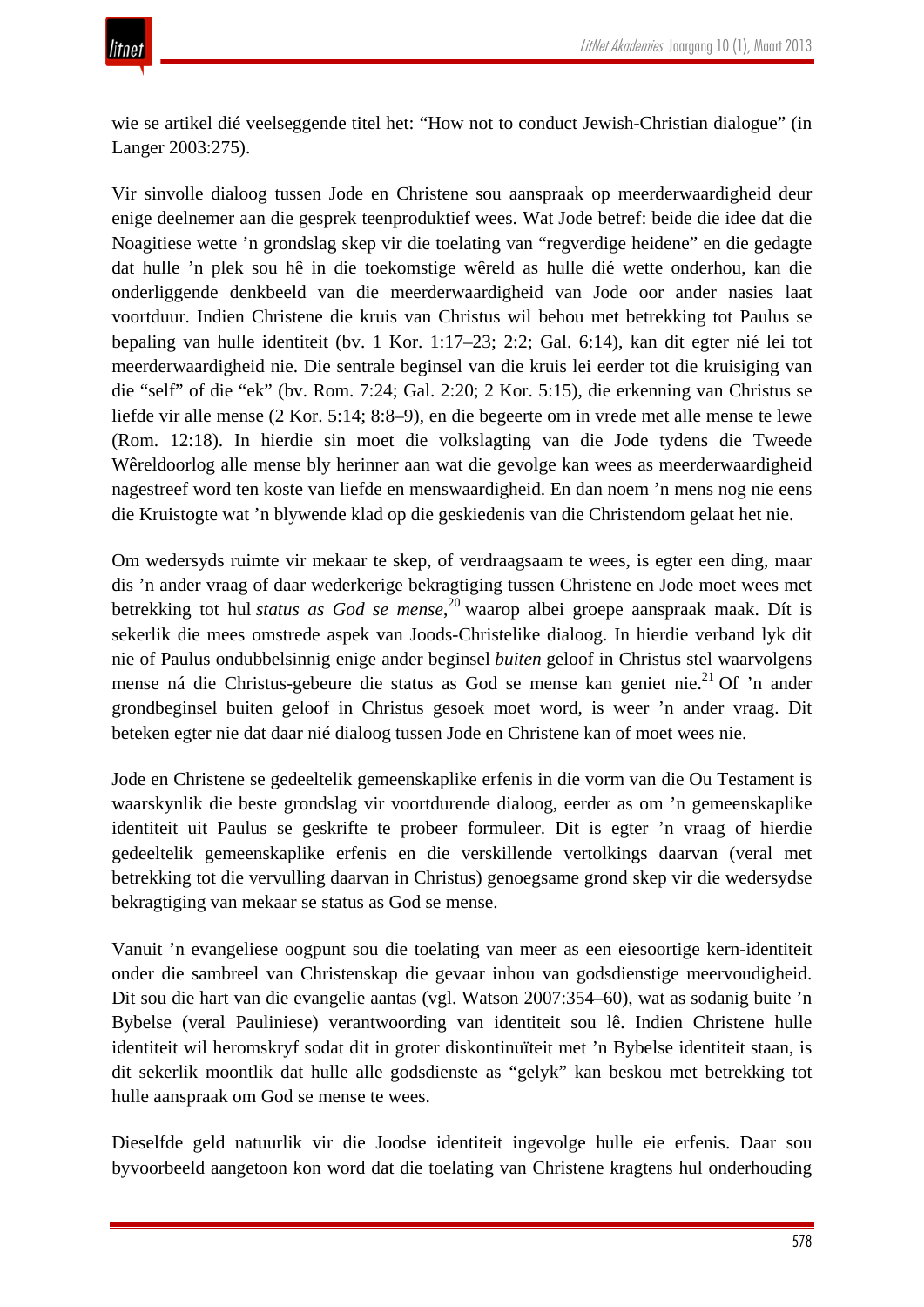wie se artikel dié veelseggende titel het: "How not to conduct Jewish-Christian dialogue" (in Langer 2003:275).

Vir sinvolle dialoog tussen Jode en Christene sou aanspraak op meerderwaardigheid deur enige deelnemer aan die gesprek teenproduktief wees. Wat Jode betref: beide die idee dat die Noagitiese wette 'n grondslag skep vir die toelating van "regverdige heidene" en die gedagte dat hulle 'n plek sou hê in die toekomstige wêreld as hulle dié wette onderhou, kan die onderliggende denkbeeld van die meerderwaardigheid van Jode oor ander nasies laat voortduur. Indien Christene die kruis van Christus wil behou met betrekking tot Paulus se bepaling van hulle identiteit (bv. 1 Kor. 1:17–23; 2:2; Gal. 6:14), kan dit egter nié lei tot meerderwaardigheid nie. Die sentrale beginsel van die kruis lei eerder tot die kruisiging van die "self" of die "ek" (bv. Rom. 7:24; Gal. 2:20; 2 Kor. 5:15), die erkenning van Christus se liefde vir alle mense (2 Kor. 5:14; 8:8–9), en die begeerte om in vrede met alle mense te lewe (Rom. 12:18). In hierdie sin moet die volkslagting van die Jode tydens die Tweede Wêreldoorlog alle mense bly herinner aan wat die gevolge kan wees as meerderwaardigheid nagestreef word ten koste van liefde en menswaardigheid. En dan noem 'n mens nog nie eens die Kruistogte wat 'n blywende klad op die geskiedenis van die Christendom gelaat het nie.

Om wedersyds ruimte vir mekaar te skep, of verdraagsaam te wees, is egter een ding, maar dis 'n ander vraag of daar wederkerige bekragtiging tussen Christene en Jode moet wees met betrekking tot hul *status as God se mense*,[20] waarop albei groepe aanspraak maak. Dít is sekerlik die mees omstrede aspek van Joods-Christelike dialoog. In hierdie verband lyk dit nie of Paulus ondubbelsinnig enige ander beginsel *buiten* geloof in Christus stel waarvolgens mense ná die Christus-gebeure die status as God se mense kan geniet nie.[21] Of 'n ander grondbeginsel buiten geloof in Christus gesoek moet word, is weer 'n ander vraag. Dit beteken egter nie dat daar nié dialoog tussen Jode en Christene kan of moet wees nie.

Jode en Christene se gedeeltelik gemeenskaplike erfenis in die vorm van die Ou Testament is waarskynlik die beste grondslag vir voortdurende dialoog, eerder as om 'n gemeenskaplike identiteit uit Paulus se geskrifte te probeer formuleer. Dit is egter 'n vraag of hierdie gedeeltelik gemeenskaplike erfenis en die verskillende vertolkings daarvan (veral met betrekking tot die vervulling daarvan in Christus) genoegsame grond skep vir die wedersydse bekragtiging van mekaar se status as God se mense.

Vanuit 'n evangeliese oogpunt sou die toelating van meer as een eiesoortige kern-identiteit onder die sambreel van Christenskap die gevaar inhou van godsdienstige meervoudigheid. Dit sou die hart van die evangelie aantas (vgl. Watson 2007:354–60), wat as sodanig buite 'n Bybelse (veral Pauliniese) verantwoording van identiteit sou lê. Indien Christene hulle identiteit wil heromskryf sodat dit in groter diskontinuïteit met 'n Bybelse identiteit staan, is dit sekerlik moontlik dat hulle alle godsdienste as "gelyk" kan beskou met betrekking tot hulle aanspraak om God se mense te wees.

Dieselfde geld natuurlik vir die Joodse identiteit ingevolge hulle eie erfenis. Daar sou byvoorbeeld aangetoon kon word dat die toelating van Christene kragtens hul onderhouding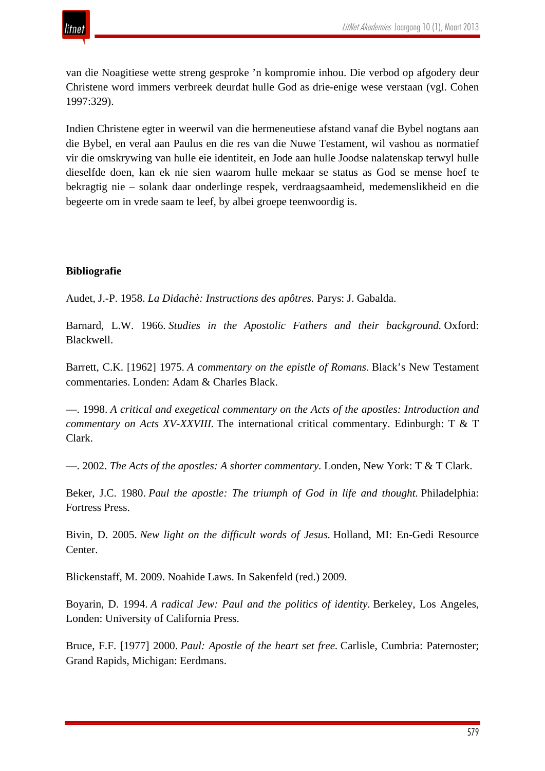van die Noagitiese wette streng gesproke 'n kompromie inhou. Die verbod op afgodery deur Christene word immers verbreek deurdat hulle God as drie-enige wese verstaan (vgl. Cohen 1997:329).

Indien Christene egter in weerwil van die hermeneutiese afstand vanaf die Bybel nogtans aan die Bybel, en veral aan Paulus en die res van die Nuwe Testament, wil vashou as normatief vir die omskrywing van hulle eie identiteit, en Jode aan hulle Joodse nalatenskap terwyl hulle dieselfde doen, kan ek nie sien waarom hulle mekaar se status as God se mense hoef te bekragtig nie – solank daar onderlinge respek, verdraagsaamheid, medemenslikheid en die begeerte om in vrede saam te leef, by albei groepe teenwoordig is.

**Bibliografie**

Audet, J.-P. 1958. *La Didachè: Instructions des apôtres.* Parys: J. Gabalda.

Barnard, L.W. 1966. *Studies in the Apostolic Fathers and their background.* Oxford: Blackwell.

Barrett, C.K. [1962] 1975. *A commentary on the epistle of Romans.* Black's New Testament commentaries. Londen: Adam & Charles Black.

—. 1998. *A critical and exegetical commentary on the Acts of the apostles: Introduction and commentary on Acts XV-XXVIII.* The international critical commentary. Edinburgh: T & T Clark.

—. 2002. *The Acts of the apostles: A shorter commentary.* Londen, New York: T & T Clark.

Beker, J.C. 1980. *Paul the apostle: The triumph of God in life and thought.* Philadelphia: Fortress Press.

Bivin, D. 2005. *New light on the difficult words of Jesus.* Holland, MI: En-Gedi Resource Center.

Blickenstaff, M. 2009. Noahide Laws. In Sakenfeld (red.) 2009.

Boyarin, D. 1994. *A radical Jew: Paul and the politics of identity.* Berkeley, Los Angeles, Londen: University of California Press.

Bruce, F.F. [1977] 2000. *Paul: Apostle of the heart set free.* Carlisle, Cumbria: Paternoster; Grand Rapids, Michigan: Eerdmans.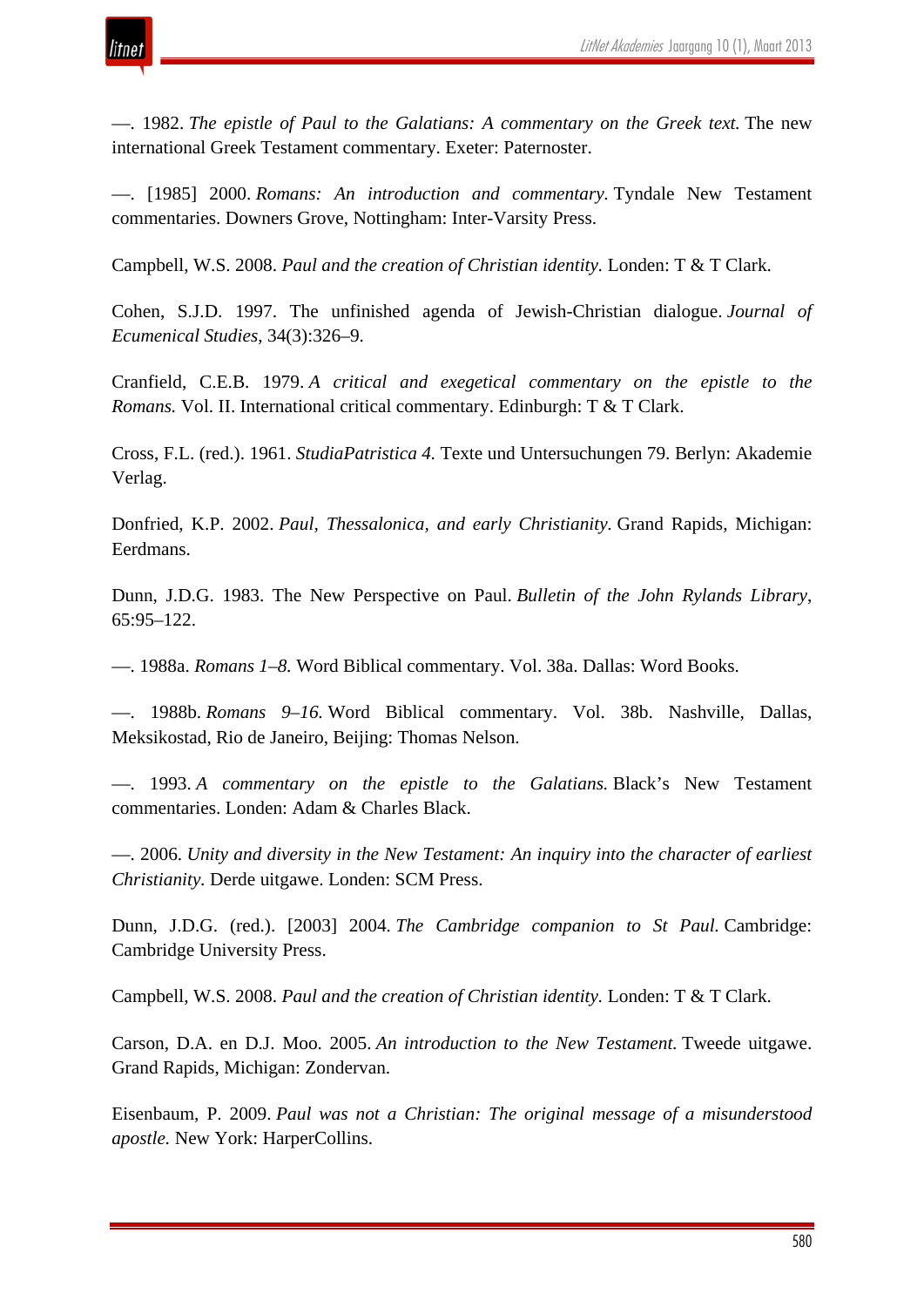—. 1982. *The epistle of Paul to the Galatians: A commentary on the Greek text.* The new international Greek Testament commentary. Exeter: Paternoster.

—. [1985] 2000. *Romans: An introduction and commentary.* Tyndale New Testament commentaries. Downers Grove, Nottingham: Inter-Varsity Press.

Campbell, W.S. 2008. *Paul and the creation of Christian identity.* Londen: T & T Clark.

Cohen, S.J.D. 1997. The unfinished agenda of Jewish-Christian dialogue. *Journal of Ecumenical Studies*, 34(3):326–9.

Cranfield, C.E.B. 1979. *A critical and exegetical commentary on the epistle to the Romans.* Vol. II. International critical commentary. Edinburgh: T & T Clark.

Cross, F.L. (red.). 1961. *StudiaPatristica 4.* Texte und Untersuchungen 79. Berlyn: Akademie Verlag.

Donfried, K.P. 2002. *Paul, Thessalonica, and early Christianity.* Grand Rapids, Michigan: Eerdmans.

Dunn, J.D.G. 1983. The New Perspective on Paul. *Bulletin of the John Rylands Library*, 65:95–122.

—. 1988a. *Romans 1–8.* Word Biblical commentary. Vol. 38a. Dallas: Word Books.

—. 1988b. *Romans 9–16.* Word Biblical commentary. Vol. 38b. Nashville, Dallas, Meksikostad, Rio de Janeiro, Beijing: Thomas Nelson.

—. 1993. *A commentary on the epistle to the Galatians.* Black's New Testament commentaries. Londen: Adam & Charles Black.

—. 2006. *Unity and diversity in the New Testament: An inquiry into the character of earliest Christianity.* Derde uitgawe. Londen: SCM Press.

Dunn, J.D.G. (red.). [2003] 2004. *The Cambridge companion to St Paul.* Cambridge: Cambridge University Press.

Campbell, W.S. 2008. *Paul and the creation of Christian identity.* Londen: T & T Clark.

Carson, D.A. en D.J. Moo. 2005. *An introduction to the New Testament.* Tweede uitgawe. Grand Rapids, Michigan: Zondervan.

Eisenbaum, P. 2009. *Paul was not a Christian: The original message of a misunderstood apostle.* New York: HarperCollins.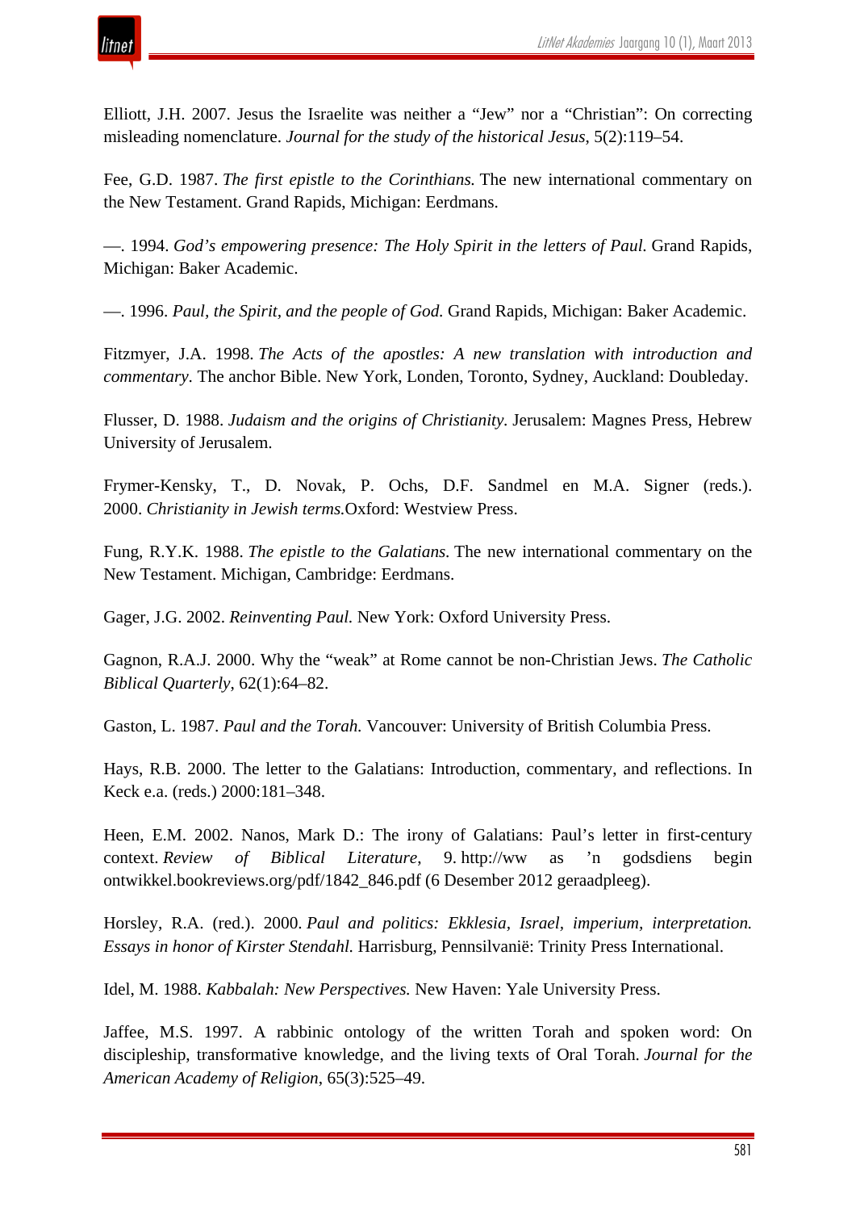Elliott, J.H. 2007. Jesus the Israelite was neither a "Jew" nor a "Christian": On correcting misleading nomenclature. *Journal for the study of the historical Jesus*, 5(2):119–54.

Fee, G.D. 1987. *The first epistle to the Corinthians.* The new international commentary on the New Testament. Grand Rapids, Michigan: Eerdmans.

—. 1994. *God's empowering presence: The Holy Spirit in the letters of Paul.* Grand Rapids, Michigan: Baker Academic.

—. 1996. *Paul, the Spirit, and the people of God.* Grand Rapids, Michigan: Baker Academic.

Fitzmyer, J.A. 1998. *The Acts of the apostles: A new translation with introduction and commentary*. The anchor Bible. New York, Londen, Toronto, Sydney, Auckland: Doubleday.

Flusser, D. 1988. *Judaism and the origins of Christianity.* Jerusalem: Magnes Press, Hebrew University of Jerusalem.

Frymer-Kensky, T., D. Novak, P. Ochs, D.F. Sandmel en M.A. Signer (reds.). 2000. *Christianity in Jewish terms.*Oxford: Westview Press.

Fung, R.Y.K. 1988. *The epistle to the Galatians.* The new international commentary on the New Testament. Michigan, Cambridge: Eerdmans.

Gager, J.G. 2002. *Reinventing Paul.* New York: Oxford University Press.

Gagnon, R.A.J. 2000. Why the "weak" at Rome cannot be non-Christian Jews. *The Catholic Biblical Quarterly*, 62(1):64–82.

Gaston, L. 1987. *Paul and the Torah.* Vancouver: University of British Columbia Press.

Hays, R.B. 2000. The letter to the Galatians: Introduction, commentary, and reflections. In Keck e.a. (reds.) 2000:181–348.

Heen, E.M. 2002. Nanos, Mark D.: The irony of Galatians: Paul's letter in first-century context. *Review of Biblical Literature*, 9. http://ww as 'n godsdiens begin ontwikkel.bookreviews.org/pdf/1842_846.pdf (6 Desember 2012 geraadpleeg).

Horsley, R.A. (red.). 2000. *Paul and politics: Ekklesia, Israel, imperium, interpretation. Essays in honor of Kirster Stendahl.* Harrisburg, Pennsilvanië: Trinity Press International.

Idel, M. 1988. *Kabbalah: New Perspectives.* New Haven: Yale University Press.

Jaffee, M.S. 1997. A rabbinic ontology of the written Torah and spoken word: On discipleship, transformative knowledge, and the living texts of Oral Torah. *Journal for the American Academy of Religion*, 65(3):525–49.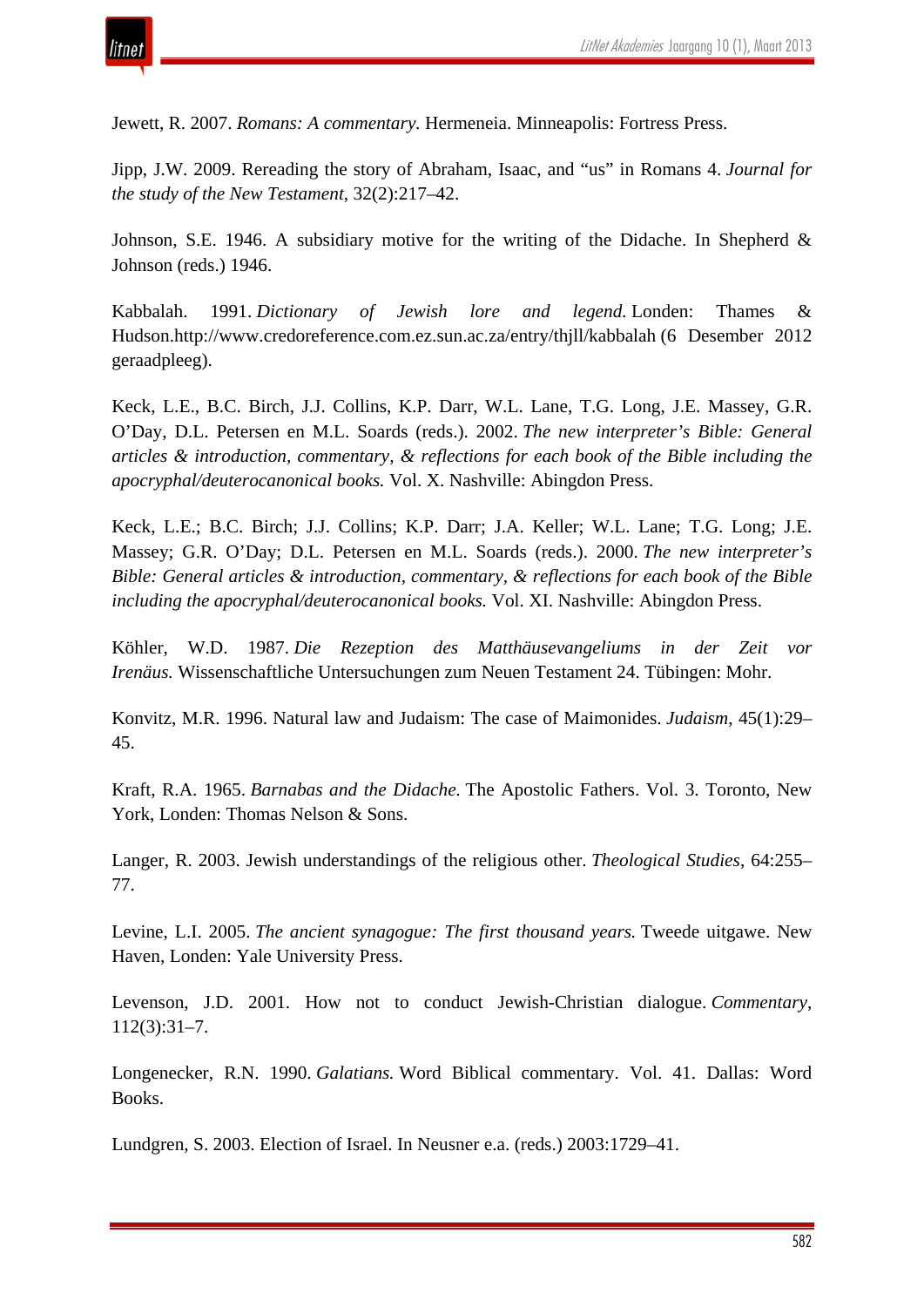Jewett, R. 2007. *Romans: A commentary.* Hermeneia. Minneapolis: Fortress Press.

Jipp, J.W. 2009. Rereading the story of Abraham, Isaac, and "us" in Romans 4. *Journal for the study of the New Testament*, 32(2):217–42.

Johnson, S.E. 1946. A subsidiary motive for the writing of the Didache. In Shepherd & Johnson (reds.) 1946.

Kabbalah. 1991. *Dictionary of Jewish lore and legend.* Londen: Thames & Hudson.http://www.credoreference.com.ez.sun.ac.za/entry/thjll/kabbalah (6 Desember 2012 geraadpleeg).

Keck, L.E., B.C. Birch, J.J. Collins, K.P. Darr, W.L. Lane, T.G. Long, J.E. Massey, G.R. O'Day, D.L. Petersen en M.L. Soards (reds.). 2002. *The new interpreter's Bible: General articles & introduction, commentary, & reflections for each book of the Bible including the apocryphal/deuterocanonical books.* Vol. X. Nashville: Abingdon Press.

Keck, L.E.; B.C. Birch; J.J. Collins; K.P. Darr; J.A. Keller; W.L. Lane; T.G. Long; J.E. Massey; G.R. O'Day; D.L. Petersen en M.L. Soards (reds.). 2000. *The new interpreter's Bible: General articles & introduction, commentary, & reflections for each book of the Bible including the apocryphal/deuterocanonical books.* Vol. XI. Nashville: Abingdon Press.

Köhler, W.D. 1987. *Die Rezeption des Matthäusevangeliums in der Zeit vor Irenäus.* Wissenschaftliche Untersuchungen zum Neuen Testament 24. Tübingen: Mohr.

Konvitz, M.R. 1996. Natural law and Judaism: The case of Maimonides. *Judaism*, 45(1):29–45.

Kraft, R.A. 1965. *Barnabas and the Didache.* The Apostolic Fathers. Vol. 3. Toronto, New York, Londen: Thomas Nelson & Sons.

Langer, R. 2003. Jewish understandings of the religious other. *Theological Studies*, 64:255–77.

Levine, L.I. 2005. *The ancient synagogue: The first thousand years.* Tweede uitgawe. New Haven, Londen: Yale University Press.

Levenson, J.D. 2001. How not to conduct Jewish-Christian dialogue. *Commentary*, 112(3):31–7.

Longenecker, R.N. 1990. *Galatians.* Word Biblical commentary. Vol. 41. Dallas: Word Books.

Lundgren, S. 2003. Election of Israel. In Neusner e.a. (reds.) 2003:1729–41.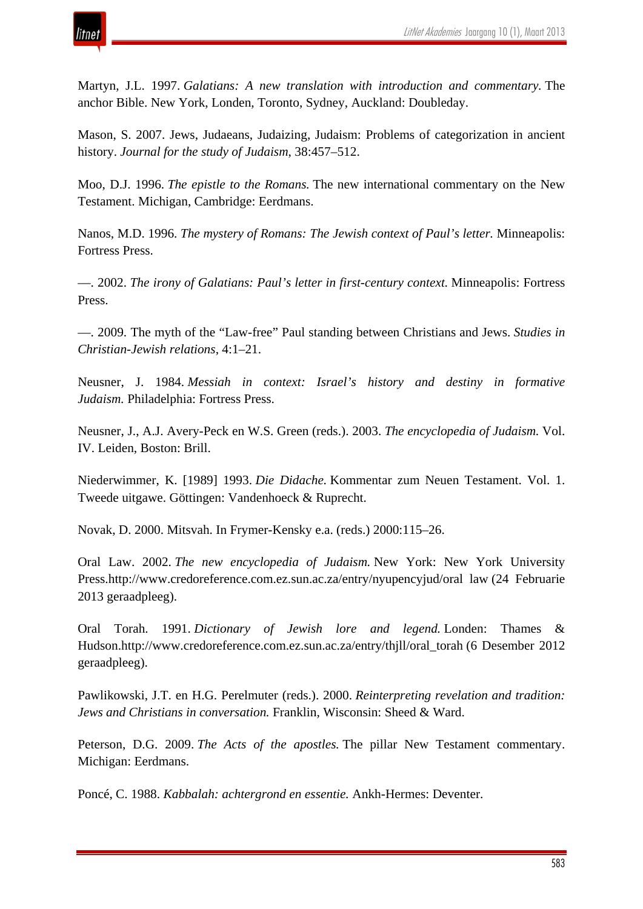Martyn, J.L. 1997. *Galatians: A new translation with introduction and commentary*. The anchor Bible. New York, Londen, Toronto, Sydney, Auckland: Doubleday.

Mason, S. 2007. Jews, Judaeans, Judaizing, Judaism: Problems of categorization in ancient history. *Journal for the study of Judaism*, 38:457–512.

Moo, D.J. 1996. *The epistle to the Romans.* The new international commentary on the New Testament. Michigan, Cambridge: Eerdmans.

Nanos, M.D. 1996. *The mystery of Romans: The Jewish context of Paul's letter.* Minneapolis: Fortress Press.

—. 2002. *The irony of Galatians: Paul's letter in first-century context.* Minneapolis: Fortress Press.

—. 2009. The myth of the "Law-free" Paul standing between Christians and Jews. *Studies in Christian-Jewish relations*, 4:1–21.

Neusner, J. 1984. *Messiah in context: Israel's history and destiny in formative Judaism.* Philadelphia: Fortress Press.

Neusner, J., A.J. Avery-Peck en W.S. Green (reds.). 2003. *The encyclopedia of Judaism.* Vol. IV. Leiden, Boston: Brill.

Niederwimmer, K. [1989] 1993. *Die Didache.* Kommentar zum Neuen Testament. Vol. 1. Tweede uitgawe. Göttingen: Vandenhoeck & Ruprecht.

Novak, D. 2000. Mitsvah. In Frymer-Kensky e.a. (reds.) 2000:115–26.

Oral Law. 2002. *The new encyclopedia of Judaism.* New York: New York University Press.http://www.credoreference.com.ez.sun.ac.za/entry/nyupencyjud/oral law (24 Februarie 2013 geraadpleeg).

Oral Torah. 1991. *Dictionary of Jewish lore and legend.* Londen: Thames & Hudson.http://www.credoreference.com.ez.sun.ac.za/entry/thjll/oral_torah (6 Desember 2012 geraadpleeg).

Pawlikowski, J.T. en H.G. Perelmuter (reds.). 2000. *Reinterpreting revelation and tradition: Jews and Christians in conversation.* Franklin, Wisconsin: Sheed & Ward.

Peterson, D.G. 2009. *The Acts of the apostles.* The pillar New Testament commentary. Michigan: Eerdmans.

Poncé, C. 1988. *Kabbalah: achtergrond en essentie.* Ankh-Hermes: Deventer.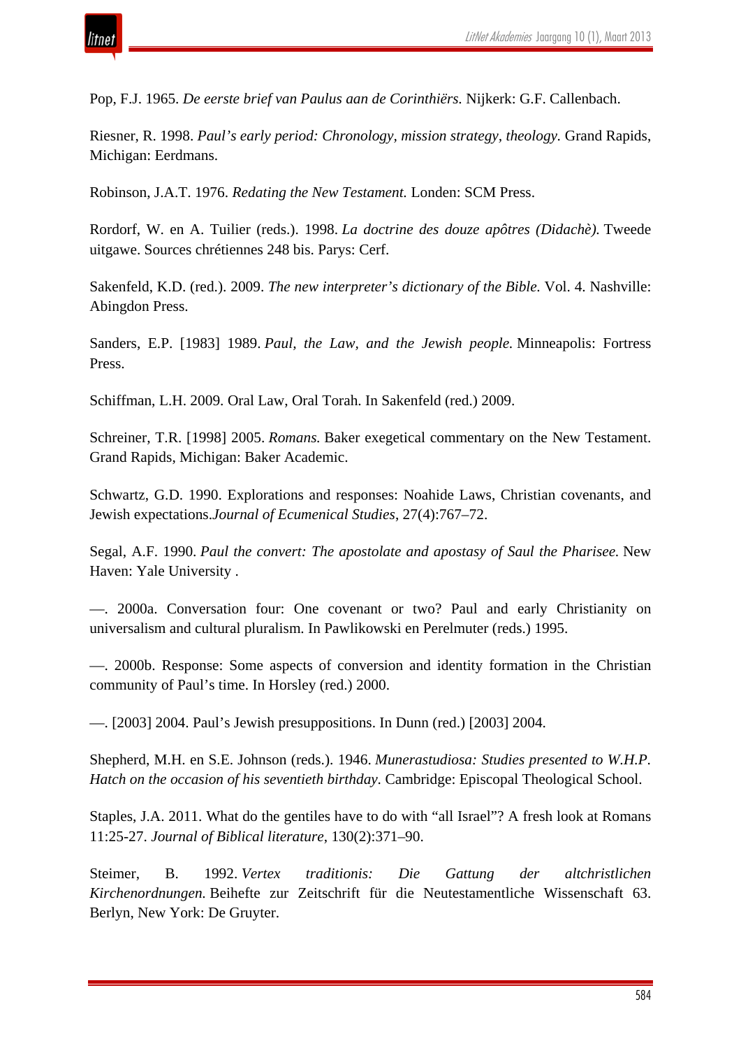Pop, F.J. 1965. *De eerste brief van Paulus aan de Corinthiërs.* Nijkerk: G.F. Callenbach.

Riesner, R. 1998. *Paul's early period: Chronology, mission strategy, theology.* Grand Rapids, Michigan: Eerdmans.

Robinson, J.A.T. 1976. *Redating the New Testament.* Londen: SCM Press.

Rordorf, W. en A. Tuilier (reds.). 1998. *La doctrine des douze apôtres (Didachè).* Tweede uitgawe. Sources chrétiennes 248 bis. Parys: Cerf.

Sakenfeld, K.D. (red.). 2009. *The new interpreter's dictionary of the Bible.* Vol. 4. Nashville: Abingdon Press.

Sanders, E.P. [1983] 1989. *Paul, the Law, and the Jewish people.* Minneapolis: Fortress Press.

Schiffman, L.H. 2009. Oral Law, Oral Torah. In Sakenfeld (red.) 2009.

Schreiner, T.R. [1998] 2005. *Romans.* Baker exegetical commentary on the New Testament. Grand Rapids, Michigan: Baker Academic.

Schwartz, G.D. 1990. Explorations and responses: Noahide Laws, Christian covenants, and Jewish expectations.*Journal of Ecumenical Studies*, 27(4):767–72.

Segal, A.F. 1990. *Paul the convert: The apostolate and apostasy of Saul the Pharisee.* New Haven: Yale University .

—. 2000a. Conversation four: One covenant or two? Paul and early Christianity on universalism and cultural pluralism. In Pawlikowski en Perelmuter (reds.) 1995.

—. 2000b. Response: Some aspects of conversion and identity formation in the Christian community of Paul's time. In Horsley (red.) 2000.

—. [2003] 2004. Paul's Jewish presuppositions. In Dunn (red.) [2003] 2004.

Shepherd, M.H. en S.E. Johnson (reds.). 1946. *Munerastudiosa: Studies presented to W.H.P. Hatch on the occasion of his seventieth birthday*. Cambridge: Episcopal Theological School.

Staples, J.A. 2011. What do the gentiles have to do with "all Israel"? A fresh look at Romans 11:25-27. *Journal of Biblical literature*, 130(2):371–90.

Steimer, B. 1992. *Vertex traditionis: Die Gattung der altchristlichen Kirchenordnungen.* Beihefte zur Zeitschrift für die Neutestamentliche Wissenschaft 63. Berlyn, New York: De Gruyter.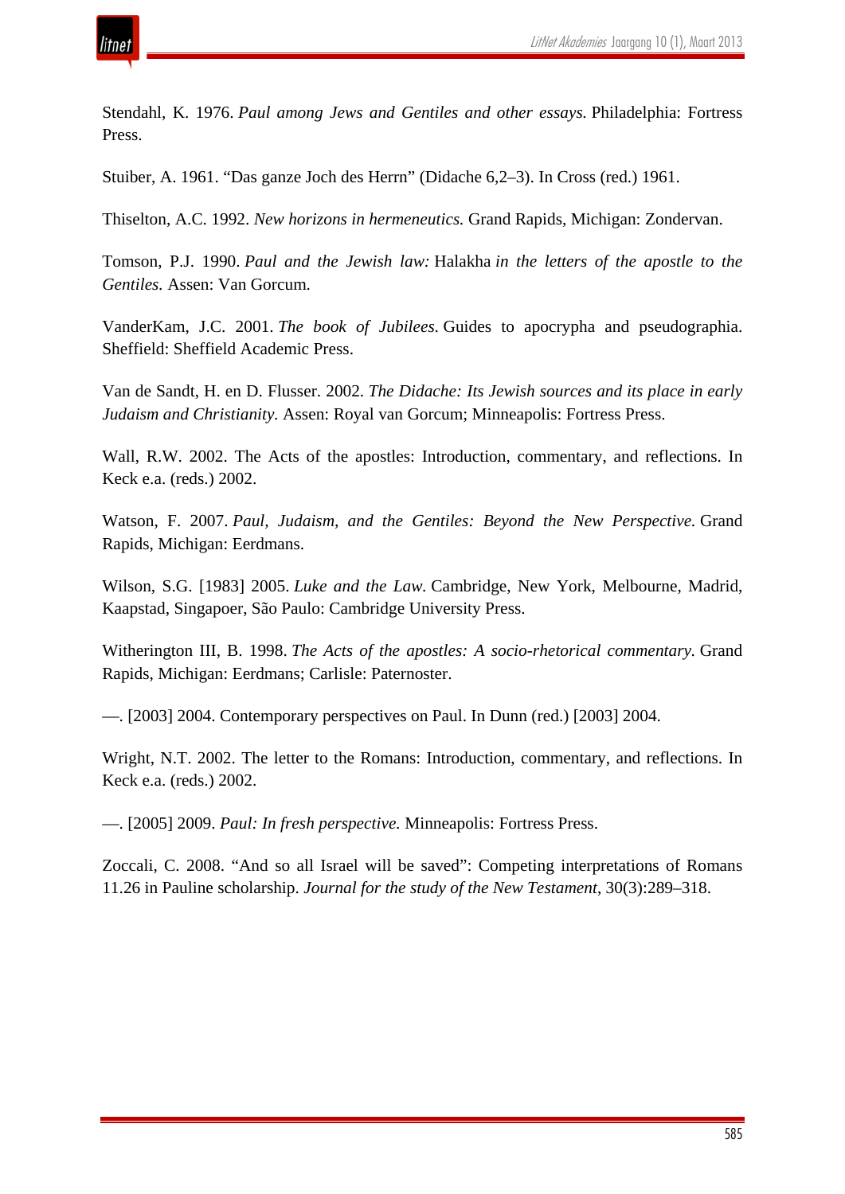Stendahl, K. 1976. *Paul among Jews and Gentiles and other essays.* Philadelphia: Fortress Press.

Stuiber, A. 1961. "Das ganze Joch des Herrn" (Didache 6,2–3). In Cross (red.) 1961.

Thiselton, A.C. 1992. *New horizons in hermeneutics.* Grand Rapids, Michigan: Zondervan.

Tomson, P.J. 1990. *Paul and the Jewish law:* Halakha *in the letters of the apostle to the Gentiles.* Assen: Van Gorcum.

VanderKam, J.C. 2001. *The book of Jubilees.* Guides to apocrypha and pseudographia. Sheffield: Sheffield Academic Press.

Van de Sandt, H. en D. Flusser. 2002. *The Didache: Its Jewish sources and its place in early Judaism and Christianity.* Assen: Royal van Gorcum; Minneapolis: Fortress Press.

Wall, R.W. 2002. The Acts of the apostles: Introduction, commentary, and reflections. In Keck e.a. (reds.) 2002.

Watson, F. 2007. *Paul, Judaism, and the Gentiles: Beyond the New Perspective.* Grand Rapids, Michigan: Eerdmans.

Wilson, S.G. [1983] 2005. *Luke and the Law*. Cambridge, New York, Melbourne, Madrid, Kaapstad, Singapoer, São Paulo: Cambridge University Press.

Witherington III, B. 1998. *The Acts of the apostles: A socio-rhetorical commentary.* Grand Rapids, Michigan: Eerdmans; Carlisle: Paternoster.

—. [2003] 2004. Contemporary perspectives on Paul. In Dunn (red.) [2003] 2004.

Wright, N.T. 2002. The letter to the Romans: Introduction, commentary, and reflections. In Keck e.a. (reds.) 2002.

—. [2005] 2009. *Paul: In fresh perspective.* Minneapolis: Fortress Press.

Zoccali, C. 2008. "And so all Israel will be saved": Competing interpretations of Romans 11.26 in Pauline scholarship. *Journal for the study of the New Testament*, 30(3):289–318.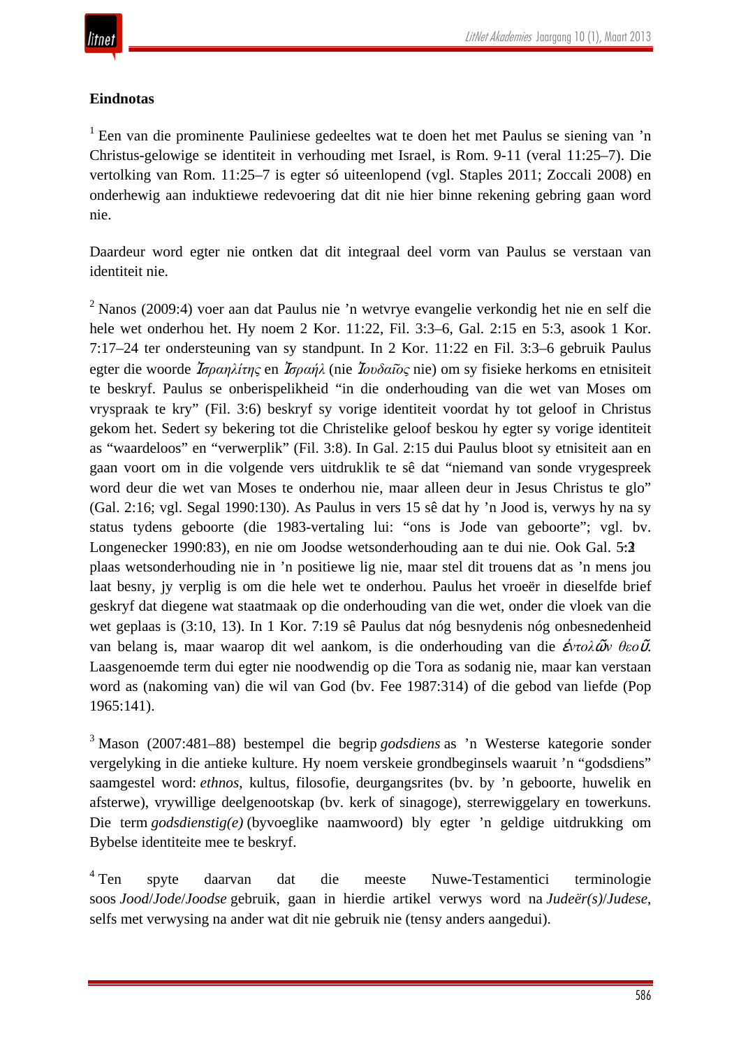**Eindnotas**

[1] Een van die prominente Pauliniese gedeeltes wat te doen het met Paulus se siening van ’n Christus-gelowige se identiteit in verhouding met Israel, is Rom. 9-11 (veral 11:25–7). Die vertolking van Rom. 11:25–7 is egter só uiteenlopend (vgl. Staples 2011; Zoccali 2008) en onderhewig aan induktiewe redevoering dat dit nie hier binne rekening gebring gaan word nie.

Daardeur word egter nie ontken dat dit integraal deel vorm van Paulus se verstaan van identiteit nie.

[2] Nanos (2009:4) voer aan dat Paulus nie ’n wetvrye evangelie verkondig het nie en self die hele wet onderhou het. Hy noem 2 Kor. 11:22, Fil. 3:3–6, Gal. 2:15 en 5:3, asook 1 Kor. 7:17–24 ter ondersteuning van sy standpunt. In 2 Kor. 11:22 en Fil. 3:3–6 gebruik Paulus egter die woorde *Ἰσραηλίτης* en *Ἰσραήλ* (nie *Ἰουδαῖος* nie) om sy fisieke herkoms en etnisiteit te beskryf. Paulus se onberispelikheid “in die onderhouding van die wet van Moses om vryspraak te kry” (Fil. 3:6) beskryf sy vorige identiteit voordat hy tot geloof in Christus gekom het. Sedert sy bekering tot die Christelike geloof beskou hy egter sy vorige identiteit as “waardeloos” en “verwerplik” (Fil. 3:8). In Gal. 2:15 dui Paulus bloot sy etnisiteit aan en gaan voort om in die volgende vers uitdruklik te sê dat “niemand van sonde vrygespreek word deur die wet van Moses te onderhou nie, maar alleen deur in Jesus Christus te glo” (Gal. 2:16; vgl. Segal 1990:130). As Paulus in vers 15 sê dat hy ’n Jood is, verwys hy na sy status tydens geboorte (die 1983-vertaling lui: “ons is Jode van geboorte”; vgl. bv. Longenecker 1990:83), en nie om Joodse wetsonderhouding aan te dui nie. Ook Gal. 5:3 plaas wetsonderhouding nie in ’n positiewe lig nie, maar stel dit trouens dat as ’n mens jou laat besny, jy verplig is om die hele wet te onderhou. Paulus het vroeër in dieselfde brief geskryf dat diegene wat staatmaak op die onderhouding van die wet, onder die vloek van die wet geplaas is (3:10, 13). In 1 Kor. 7:19 sê Paulus dat nóg besnydenis nóg onbesnedenheid van belang is, maar waarop dit wel aankom, is die onderhouding van die *ἐντολῶν θεοῦ*. Laasgenoemde term dui egter nie noodwendig op die Tora as sodanig nie, maar kan verstaan word as (nakoming van) die wil van God (bv. Fee 1987:314) of die gebod van liefde (Pop 1965:141).

[3] Mason (2007:481–88) bestempel die begrip *godsdiens* as ’n Westerse kategorie sonder vergelyking in die antieke kulture. Hy noem verskeie grondbeginsels waaruit ’n “godsdiens” saamgestel word: *ethnos*, kultus, filosofie, deurgangsrites (bv. by ’n geboorte, huwelik en afsterwe), vrywillige deelgenootskap (bv. kerk of sinagoge), sterrewiggelary en towerkuns. Die term *godsdienstig(e)* (byvoeglike naamwoord) bly egter ’n geldige uitdrukking om Bybelse identiteite mee te beskryf.

[4] Ten spyte daarvan dat die meeste Nuwe-Testamentici terminologie soos *Jood*/*Jode*/*Joodse* gebruik, gaan in hierdie artikel verwys word na *Judeër(s)*/*Judese*, selfs met verwysing na ander wat dit nie gebruik nie (tensy anders aangedui).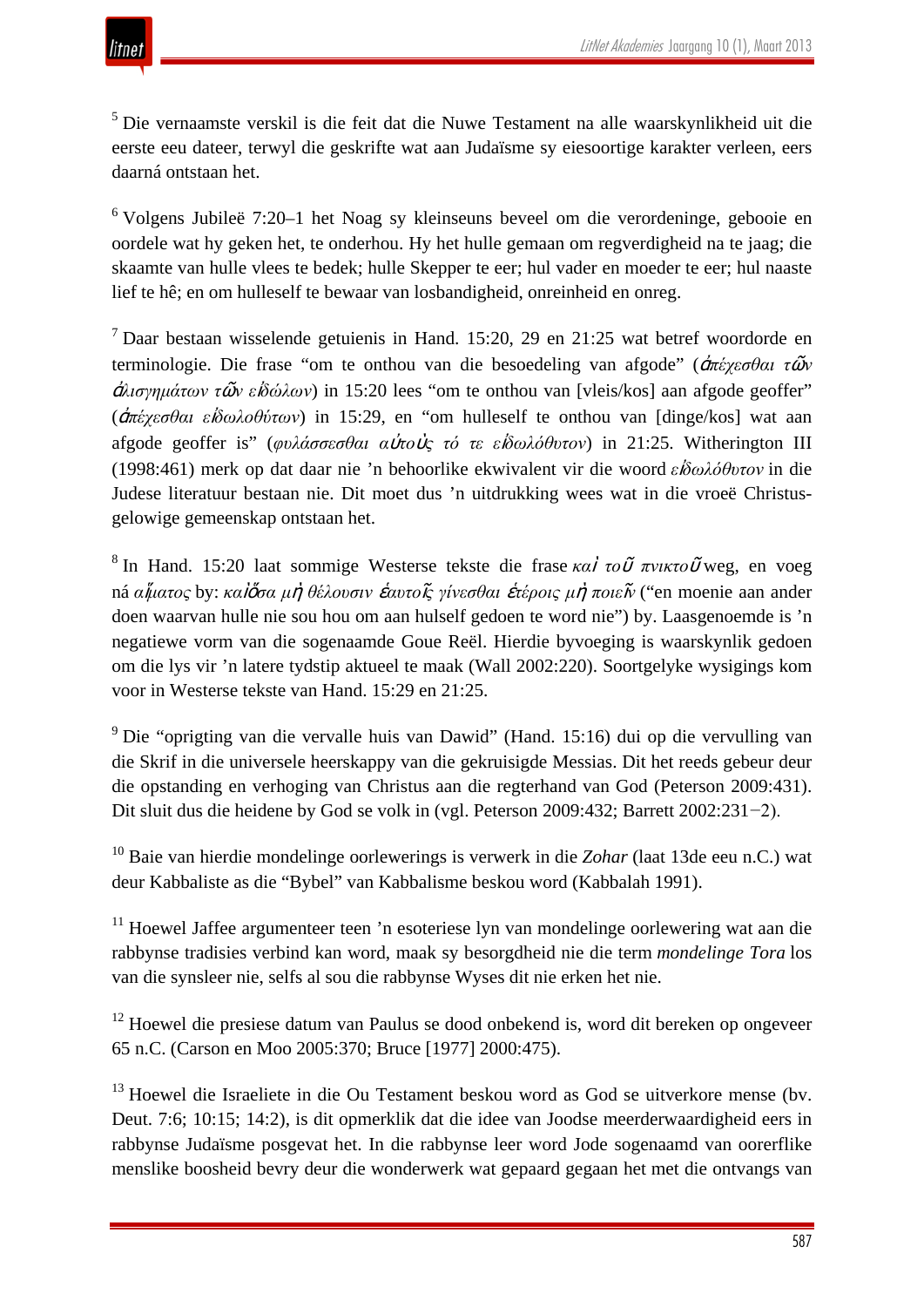[5] Die vernaamste verskil is die feit dat die Nuwe Testament na alle waarskynlikheid uit die eerste eeu dateer, terwyl die geskrifte wat aan Judaïsme sy eiesoortige karakter verleen, eers daarná ontstaan het.

[6] Volgens Jubileë 7:20–1 het Noag sy kleinseuns beveel om die verordeninge, gebooie en oordele wat hy geken het, te onderhou. Hy het hulle gemaan om regverdigheid na te jaag; die skaamte van hulle vlees te bedek; hulle Skepper te eer; hul vader en moeder te eer; hul naaste lief te hê; en om hulleself te bewaar van losbandigheid, onreinheid en onreg.

[7] Daar bestaan wisselende getuienis in Hand. 15:20, 29 en 21:25 wat betref woordorde en terminologie. Die frase "om te onthou van die besoedeling van afgode" (*ἀπέχεσθαι τῶν ἀλισγημάτων τῶν εἰδώλων*) in 15:20 lees "om te onthou van [vleis/kos] aan afgode geoffer" (*ἀπέχεσθαι εἰδωλοθύτων*) in 15:29, en "om hulleself te onthou van [dinge/kos] wat aan afgode geoffer is" (*φυλάσσεσθαι αὐτοὺς τό τε εἰδωλόθυτον*) in 21:25. Witherington III (1998:461) merk op dat daar nie 'n behoorlike ekwivalent vir die woord *εἰδωλόθυτον* in die Judese literatuur bestaan nie. Dit moet dus 'n uitdrukking wees wat in die vroeë Christus-gelowige gemeenskap ontstaan het.

[8] In Hand. 15:20 laat sommige Westerse tekste die frase *καὶ τοῦ πνικτοῦ* weg, en voeg ná *αἵματος* by: *καὶ ὅσα μὴ θέλουσιν ἑαυτοῖς γίνεσθαι ἑτέροις μὴ ποιεῖν* ("en moenie aan ander doen waarvan hulle nie sou hou om aan hulself gedoen te word nie") by. Laasgenoemde is 'n negatiewe vorm van die sogenaamde Goue Reël. Hierdie byvoeging is waarskynlik gedoen om die lys vir 'n latere tydstip aktueel te maak (Wall 2002:220). Soortgelyke wysigings kom voor in Westerse tekste van Hand. 15:29 en 21:25.

[9] Die "oprigting van die vervalle huis van Dawid" (Hand. 15:16) dui op die vervulling van die Skrif in die universele heerskappy van die gekruisigde Messias. Dit het reeds gebeur deur die opstanding en verhoging van Christus aan die regterhand van God (Peterson 2009:431). Dit sluit dus die heidene by God se volk in (vgl. Peterson 2009:432; Barrett 2002:231−2).

[10] Baie van hierdie mondelinge oorlewerings is verwerk in die *Zohar* (laat 13de eeu n.C.) wat deur Kabbaliste as die "Bybel" van Kabbalisme beskou word (Kabbalah 1991).

[11] Hoewel Jaffee argumenteer teen 'n esoteriese lyn van mondelinge oorlewering wat aan die rabbynse tradisies verbind kan word, maak sy besorgdheid nie die term *mondelinge Tora* los van die synsleer nie, selfs al sou die rabbynse Wyses dit nie erken het nie.

[12] Hoewel die presiese datum van Paulus se dood onbekend is, word dit bereken op ongeveer 65 n.C. (Carson en Moo 2005:370; Bruce [1977] 2000:475).

[13] Hoewel die Israeliete in die Ou Testament beskou word as God se uitverkore mense (bv. Deut. 7:6; 10:15; 14:2), is dit opmerklik dat die idee van Joodse meerderwaardigheid eers in rabbynse Judaïsme posgevat het. In die rabbynse leer word Jode sogenaamd van oorerflike menslike boosheid bevry deur die wonderwerk wat gepaard gegaan het met die ontvangs van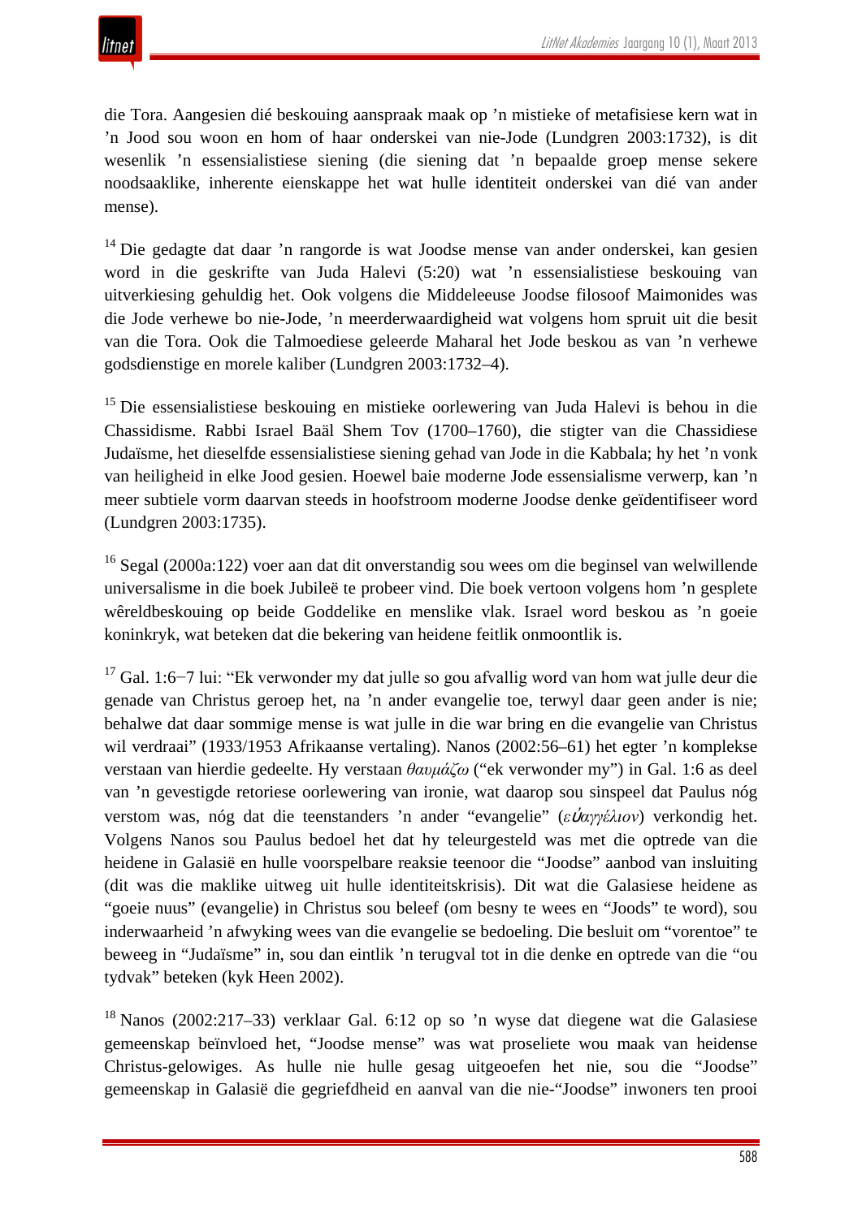die Tora. Aangesien dié beskouing aanspraak maak op ’n mistieke of metafisiese kern wat in ’n Jood sou woon en hom of haar onderskei van nie-Jode (Lundgren 2003:1732), is dit wesenlik ’n essensialistiese siening (die siening dat ’n bepaalde groep mense sekere noodsaaklike, inherente eienskappe het wat hulle identiteit onderskei van dié van ander mense).

[14] Die gedagte dat daar ’n rangorde is wat Joodse mense van ander onderskei, kan gesien word in die geskrifte van Juda Halevi (5:20) wat ’n essensialistiese beskouing van uitverkiesing gehuldig het. Ook volgens die Middeleeuse Joodse filosoof Maimonides was die Jode verhewe bo nie-Jode, ’n meerderwaardigheid wat volgens hom spruit uit die besit van die Tora. Ook die Talmoediese geleerde Maharal het Jode beskou as van ’n verhewe godsdienstige en morele kaliber (Lundgren 2003:1732–4).

[15] Die essensialistiese beskouing en mistieke oorlewering van Juda Halevi is behou in die Chassidisme. Rabbi Israel Baäl Shem Tov (1700–1760), die stigter van die Chassidiese Judaïsme, het dieselfde essensialistiese siening gehad van Jode in die Kabbala; hy het ’n vonk van heiligheid in elke Jood gesien. Hoewel baie moderne Jode essensialisme verwerp, kan ’n meer subtiele vorm daarvan steeds in hoofstroom moderne Joodse denke geïdentifiseer word (Lundgren 2003:1735).

[16] Segal (2000a:122) voer aan dat dit onverstandig sou wees om die beginsel van welwillende universalisme in die boek Jubileë te probeer vind. Die boek vertoon volgens hom ’n gesplete wêreldbeskouing op beide Goddelike en menslike vlak. Israel word beskou as ’n goeie koninkryk, wat beteken dat die bekering van heidene feitlik onmoontlik is.

[17] Gal. 1:6−7 lui: “Ek verwonder my dat julle so gou afvallig word van hom wat julle deur die genade van Christus geroep het, na ’n ander evangelie toe, terwyl daar geen ander is nie; behalwe dat daar sommige mense is wat julle in die war bring en die evangelie van Christus wil verdraai” (1933/1953 Afrikaanse vertaling). Nanos (2002:56–61) het egter ’n komplekse verstaan van hierdie gedeelte. Hy verstaan *θαυμάζω* (“ek verwonder my”) in Gal. 1:6 as deel van ’n gevestigde retoriese oorlewering van ironie, wat daarop sou sinspeel dat Paulus nóg verstom was, nóg dat die teenstanders ’n ander “evangelie” (*εὐαγγέλιον*) verkondig het. Volgens Nanos sou Paulus bedoel het dat hy teleurgesteld was met die optrede van die heidene in Galasië en hulle voorspelbare reaksie teenoor die “Joodse” aanbod van insluiting (dit was die maklike uitweg uit hulle identiteitskrisis). Dit wat die Galasiese heidene as “goeie nuus” (evangelie) in Christus sou beleef (om besny te wees en “Joods” te word), sou inderwaarheid ’n afwyking wees van die evangelie se bedoeling. Die besluit om “vorentoe” te beweeg in “Judaïsme” in, sou dan eintlik ’n terugval tot in die denke en optrede van die “ou tydvak” beteken (kyk Heen 2002).

[18] Nanos (2002:217–33) verklaar Gal. 6:12 op so ’n wyse dat diegene wat die Galasiese gemeenskap beïnvloed het, “Joodse mense” was wat proseliete wou maak van heidense Christus-gelowiges. As hulle nie hulle gesag uitgeoefen het nie, sou die “Joodse” gemeenskap in Galasië die gegriefdheid en aanval van die nie-“Joodse” inwoners ten prooi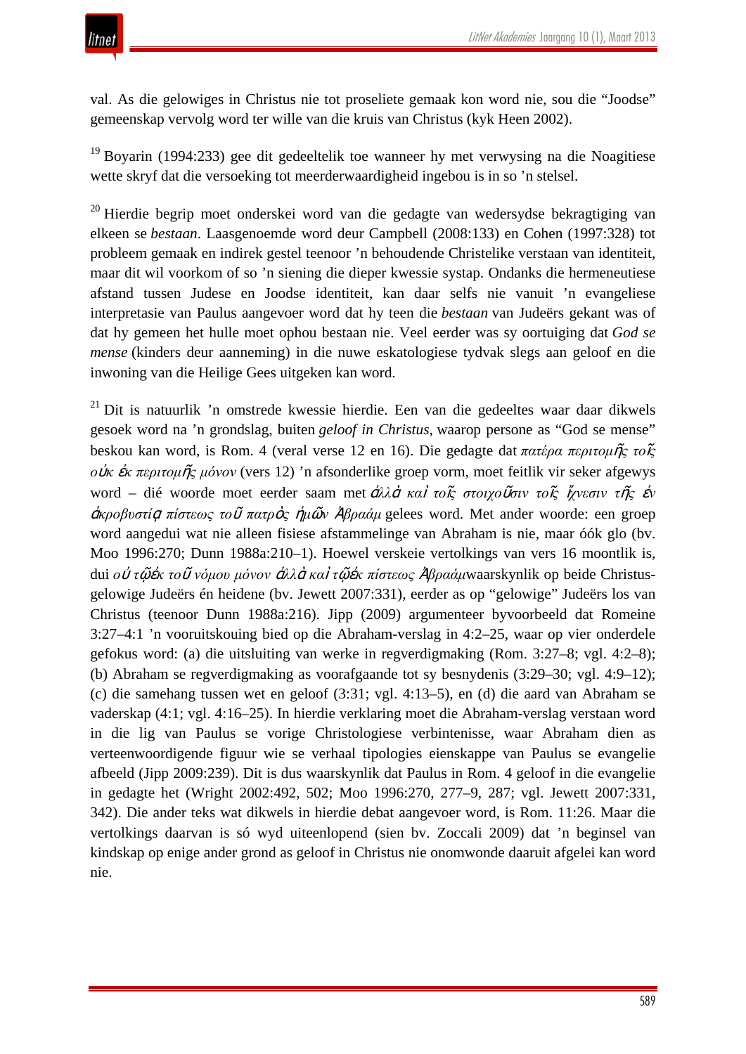val. As die gelowiges in Christus nie tot proseliete gemaak kon word nie, sou die "Joodse" gemeenskap vervolg word ter wille van die kruis van Christus (kyk Heen 2002).

[19] Boyarin (1994:233) gee dit gedeeltelik toe wanneer hy met verwysing na die Noagitiese wette skryf dat die versoeking tot meerderwaardigheid ingebou is in so 'n stelsel.

[20] Hierdie begrip moet onderskei word van die gedagte van wedersydse bekragtiging van elkeen se *bestaan*. Laasgenoemde word deur Campbell (2008:133) en Cohen (1997:328) tot probleem gemaak en indirek gestel teenoor 'n behoudende Christelike verstaan van identiteit, maar dit wil voorkom of so 'n siening die dieper kwessie systap. Ondanks die hermeneutiese afstand tussen Judese en Joodse identiteit, kan daar selfs nie vanuit 'n evangeliese interpretasie van Paulus aangevoer word dat hy teen die *bestaan* van Judeërs gekant was of dat hy gemeen het hulle moet ophou bestaan nie. Veel eerder was sy oortuiging dat *God se mense* (kinders deur aanneming) in die nuwe eskatologiese tydvak slegs aan geloof en die inwoning van die Heilige Gees uitgeken kan word.

[21] Dit is natuurlik 'n omstrede kwessie hierdie. Een van die gedeeltes waar daar dikwels gesoek word na 'n grondslag, buiten *geloof in Christus*, waarop persone as "God se mense" beskou kan word, is Rom. 4 (veral verse 12 en 16). Die gedagte dat *πατέρα περιτομῆς τοῖς οὐκ ἐκ περιτομῆς μόνον* (vers 12) 'n afsonderlike groep vorm, moet feitlik vir seker afgewys word – dié woorde moet eerder saam met *ἀλλὰ καὶ τοῖς στοιχοῦσιν τοῖς ἴχνεσιν τῆς ἐν ἀκροβυστίᾳ πίστεως τοῦ πατρὸς ἡμῶν Ἀβραάμ* gelees word. Met ander woorde: een groep word aangedui wat nie alleen fisiese afstammelinge van Abraham is nie, maar óók glo (bv. Moo 1996:270; Dunn 1988a:210–1). Hoewel verskeie vertolkings van vers 16 moontlik is, dui *οὐ τῷ ἐκ τοῦ νόμου μόνον ἀλλὰ καὶ τῷ ἐκ πίστεως Ἀβραάμ* waarskynlik op beide Christus-gelowige Judeërs én heidene (bv. Jewett 2007:331), eerder as op "gelowige" Judeërs los van Christus (teenoor Dunn 1988a:216). Jipp (2009) argumenteer byvoorbeeld dat Romeine 3:27–4:1 'n vooruitskouing bied op die Abraham-verslag in 4:2–25, waar op vier onderdele gefokus word: (a) die uitsluiting van werke in regverdigmaking (Rom. 3:27–8; vgl. 4:2–8); (b) Abraham se regverdigmaking as voorafgaande tot sy besnydenis (3:29–30; vgl. 4:9–12); (c) die samehang tussen wet en geloof (3:31; vgl. 4:13–5), en (d) die aard van Abraham se vaderskap (4:1; vgl. 4:16–25). In hierdie verklaring moet die Abraham-verslag verstaan word in die lig van Paulus se vorige Christologiese verbintenisse, waar Abraham dien as verteenwoordigende figuur wie se verhaal tipologies eienskappe van Paulus se evangelie afbeeld (Jipp 2009:239). Dit is dus waarskynlik dat Paulus in Rom. 4 geloof in die evangelie in gedagte het (Wright 2002:492, 502; Moo 1996:270, 277–9, 287; vgl. Jewett 2007:331, 342). Die ander teks wat dikwels in hierdie debat aangevoer word, is Rom. 11:26. Maar die vertolkings daarvan is só wyd uiteenlopend (sien bv. Zoccali 2009) dat 'n beginsel van kindskap op enige ander grond as geloof in Christus nie onomwonde daaruit afgelei kan word nie.